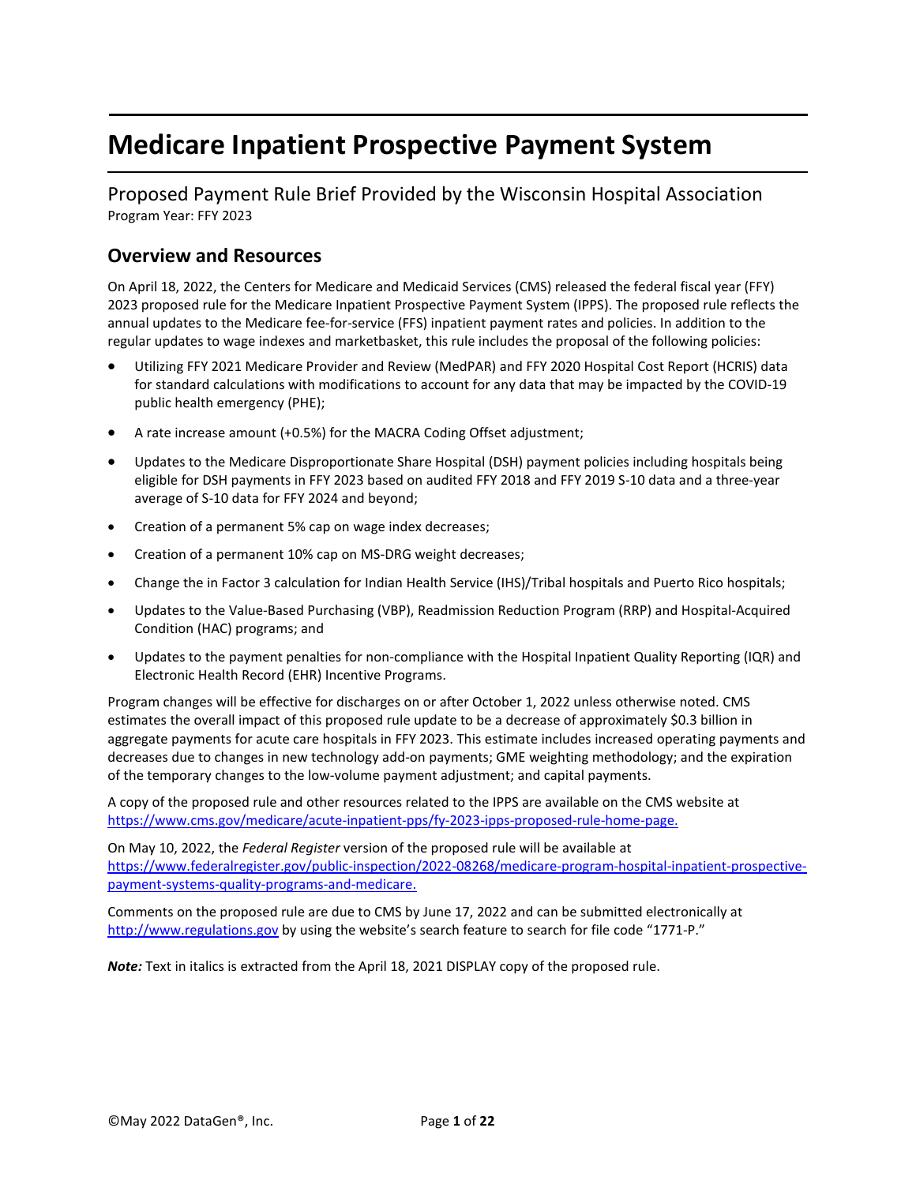# Medicare Inpatient Prospective Payment System

## Proposed Payment Rule Brief Provided by the Wisconsin Hospital Association

Program Year: FFY 2023

## Overview and Resources

On April 18, 2022, the Centers for Medicare and Medicaid Services (CMS) released the federal fiscal year (FFY) 2023 proposed rule for the Medicare Inpatient Prospective Payment System (IPPS). The proposed rule reflects the annual updates to the Medicare fee-for-service (FFS) inpatient payment rates and policies. In addition to the regular updates to wage indexes and marketbasket, this rule includes the proposal of the following policies:

- Utilizing FFY 2021 Medicare Provider and Review (MedPAR) and FFY 2020 Hospital Cost Report (HCRIS) data for standard calculations with modifications to account for any data that may be impacted by the COVID-19 public health emergency (PHE);
- A rate increase amount (+0.5%) for the MACRA Coding Offset adjustment;
- Updates to the Medicare Disproportionate Share Hospital (DSH) payment policies including hospitals being eligible for DSH payments in FFY 2023 based on audited FFY 2018 and FFY 2019 S-10 data and a three-year average of S-10 data for FFY 2024 and beyond;
- Creation of a permanent 5% cap on wage index decreases;
- Creation of a permanent 10% cap on MS-DRG weight decreases;
- Change the in Factor 3 calculation for Indian Health Service (IHS)/Tribal hospitals and Puerto Rico hospitals;
- Updates to the Value-Based Purchasing (VBP), Readmission Reduction Program (RRP) and Hospital-Acquired Condition (HAC) programs; and
- Updates to the payment penalties for non-compliance with the Hospital Inpatient Quality Reporting (IQR) and Electronic Health Record (EHR) Incentive Programs.

Program changes will be effective for discharges on or after October 1, 2022 unless otherwise noted. CMS estimates the overall impact of this proposed rule update to be a decrease of approximately $0.3 billion in aggregate payments for acute care hospitals in FFY 2023. This estimate includes increased operating payments and decreases due to changes in new technology add-on payments; GME weighting methodology; and the expiration of the temporary changes to the low-volume payment adjustment; and capital payments.

A copy of the proposed rule and other resources related to the IPPS are available on the CMS website at https://www.cms.gov/medicare/acute-inpatient-pps/fy-2023-ipps-proposed-rule-home-page.

On May 10, 2022, the *Federal Register* version of the proposed rule will be available at https://www.federalregister.gov/public-inspection/2022-08268/medicare-program-hospital-inpatient-prospective-payment-systems-quality-programs-and-medicare.

Comments on the proposed rule are due to CMS by June 17, 2022 and can be submitted electronically at http://www.regulations.gov by using the website's search feature to search for file code "1771-P."

***Note:*** Text in italics is extracted from the April 18, 2021 DISPLAY copy of the proposed rule.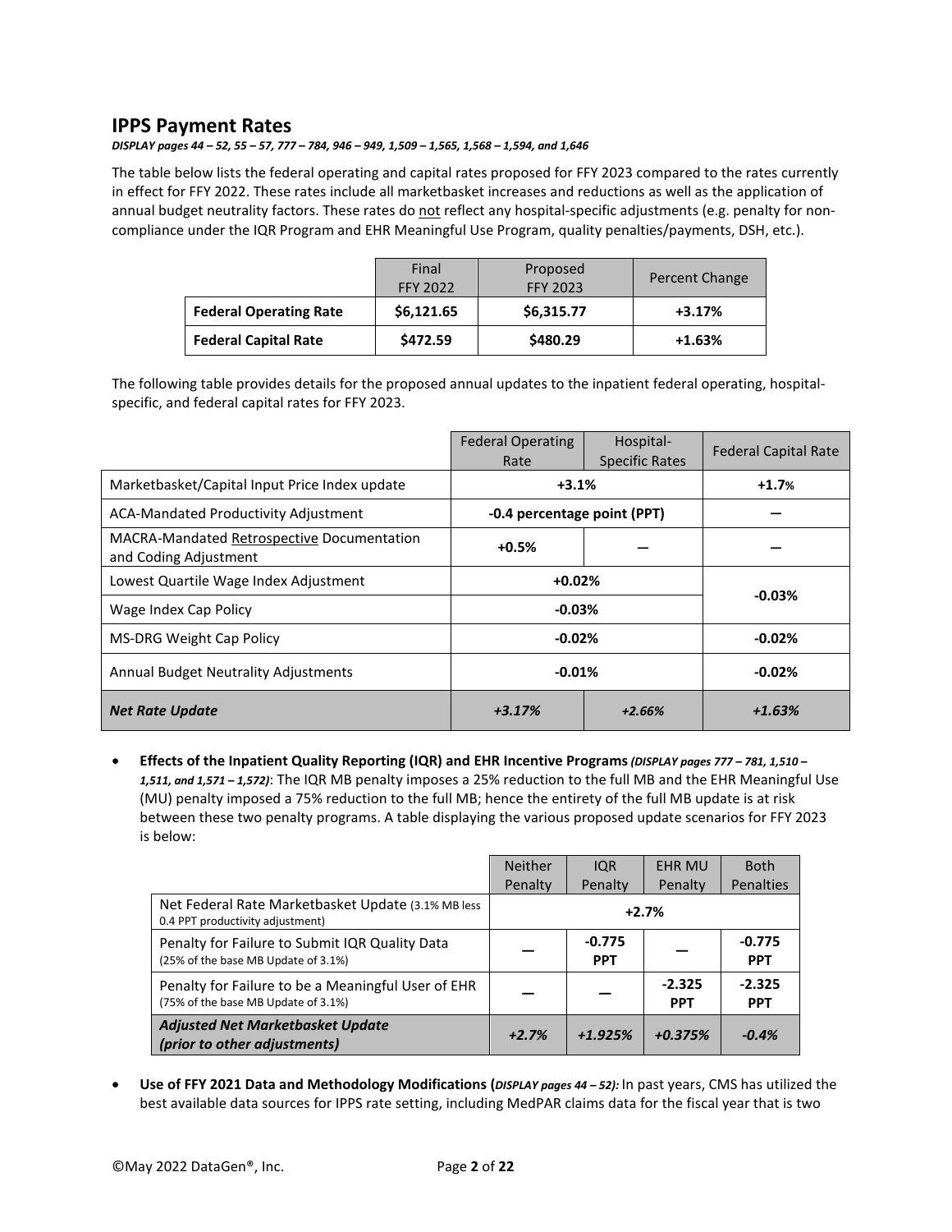## IPPS Payment Rates

***DISPLAY pages 44 – 52, 55 – 57, 777 – 784, 946 – 949, 1,509 – 1,565, 1,568 – 1,594, and 1,646***

The table below lists the federal operating and capital rates proposed for FFY 2023 compared to the rates currently in effect for FFY 2022. These rates include all marketbasket increases and reductions as well as the application of annual budget neutrality factors. These rates do not reflect any hospital-specific adjustments (e.g. penalty for non-compliance under the IQR Program and EHR Meaningful Use Program, quality penalties/payments, DSH, etc.).

| | Final FFY 2022 | Proposed FFY 2023 | Percent Change |
|---|---|---|---|
| **Federal Operating Rate** | **$6,121.65** | **$6,315.77** | **+3.17%** |
| **Federal Capital Rate** | **$472.59** | **$480.29** | **+1.63%** |

The following table provides details for the proposed annual updates to the inpatient federal operating, hospital-specific, and federal capital rates for FFY 2023.

| | Federal Operating Rate | Hospital-Specific Rates | Federal Capital Rate |
|---|---|---|---|
| Marketbasket/Capital Input Price Index update | **+3.1%** | | **+1.7%** |
| ACA-Mandated Productivity Adjustment | **-0.4 percentage point (PPT)** | | **—** |
| MACRA-Mandated Retrospective Documentation and Coding Adjustment | **+0.5%** | **—** | **—** |
| Lowest Quartile Wage Index Adjustment | **+0.02%** | | **-0.03%** |
| Wage Index Cap Policy | **-0.03%** | | |
| MS-DRG Weight Cap Policy | **-0.02%** | | **-0.02%** |
| Annual Budget Neutrality Adjustments | **-0.01%** | | **-0.02%** |
| ***Net Rate Update*** | ***+3.17%*** | ***+2.66%*** | ***+1.63%*** |

- **Effects of the Inpatient Quality Reporting (IQR) and EHR Incentive Programs *(DISPLAY pages 777 – 781, 1,510 – 1,511, and 1,571 – 1,572)***: The IQR MB penalty imposes a 25% reduction to the full MB and the EHR Meaningful Use (MU) penalty imposed a 75% reduction to the full MB; hence the entirety of the full MB update is at risk between these two penalty programs. A table displaying the various proposed update scenarios for FFY 2023 is below:

| | Neither Penalty | IQR Penalty | EHR MU Penalty | Both Penalties |
|---|---|---|---|---|
| Net Federal Rate Marketbasket Update (3.1% MB less 0.4 PPT productivity adjustment) | **+2.7%** | | | |
| Penalty for Failure to Submit IQR Quality Data (25% of the base MB Update of 3.1%) | **—** | **-0.775 PPT** | **—** | **-0.775 PPT** |
| Penalty for Failure to be a Meaningful User of EHR (75% of the base MB Update of 3.1%) | **—** | **—** | **-2.325 PPT** | **-2.325 PPT** |
| ***Adjusted Net Marketbasket Update (prior to other adjustments)*** | ***+2.7%*** | ***+1.925%*** | ***+0.375%*** | ***-0.4%*** |

- **Use of FFY 2021 Data and Methodology Modifications (*DISPLAY pages 44 – 52):*** In past years, CMS has utilized the best available data sources for IPPS rate setting, including MedPAR claims data for the fiscal year that is two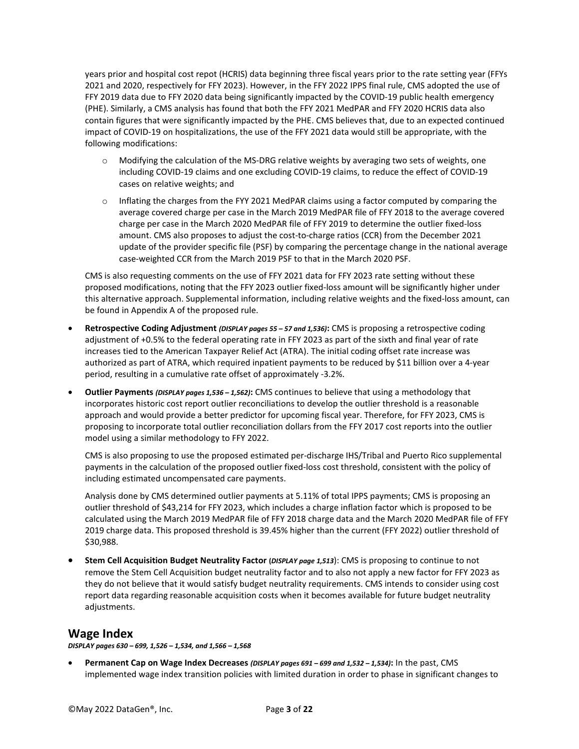years prior and hospital cost repot (HCRIS) data beginning three fiscal years prior to the rate setting year (FFYs 2021 and 2020, respectively for FFY 2023). However, in the FFY 2022 IPPS final rule, CMS adopted the use of FFY 2019 data due to FFY 2020 data being significantly impacted by the COVID-19 public health emergency (PHE). Similarly, a CMS analysis has found that both the FFY 2021 MedPAR and FFY 2020 HCRIS data also contain figures that were significantly impacted by the PHE. CMS believes that, due to an expected continued impact of COVID-19 on hospitalizations, the use of the FFY 2021 data would still be appropriate, with the following modifications:

- Modifying the calculation of the MS-DRG relative weights by averaging two sets of weights, one including COVID-19 claims and one excluding COVID-19 claims, to reduce the effect of COVID-19 cases on relative weights; and
- Inflating the charges from the FYY 2021 MedPAR claims using a factor computed by comparing the average covered charge per case in the March 2019 MedPAR file of FFY 2018 to the average covered charge per case in the March 2020 MedPAR file of FFY 2019 to determine the outlier fixed-loss amount. CMS also proposes to adjust the cost-to-charge ratios (CCR) from the December 2021 update of the provider specific file (PSF) by comparing the percentage change in the national average case-weighted CCR from the March 2019 PSF to that in the March 2020 PSF.

CMS is also requesting comments on the use of FFY 2021 data for FFY 2023 rate setting without these proposed modifications, noting that the FFY 2023 outlier fixed-loss amount will be significantly higher under this alternative approach. Supplemental information, including relative weights and the fixed-loss amount, can be found in Appendix A of the proposed rule.

- **Retrospective Coding Adjustment** ***(DISPLAY pages 55 – 57 and 1,536)*****:** CMS is proposing a retrospective coding adjustment of +0.5% to the federal operating rate in FFY 2023 as part of the sixth and final year of rate increases tied to the American Taxpayer Relief Act (ATRA). The initial coding offset rate increase was authorized as part of ATRA, which required inpatient payments to be reduced by $11 billion over a 4-year period, resulting in a cumulative rate offset of approximately -3.2%.
- **Outlier Payments** ***(DISPLAY pages 1,536 – 1,562)*****:** CMS continues to believe that using a methodology that incorporates historic cost report outlier reconciliations to develop the outlier threshold is a reasonable approach and would provide a better predictor for upcoming fiscal year. Therefore, for FFY 2023, CMS is proposing to incorporate total outlier reconciliation dollars from the FFY 2017 cost reports into the outlier model using a similar methodology to FFY 2022.

  CMS is also proposing to use the proposed estimated per-discharge IHS/Tribal and Puerto Rico supplemental payments in the calculation of the proposed outlier fixed-loss cost threshold, consistent with the policy of including estimated uncompensated care payments.

  Analysis done by CMS determined outlier payments at 5.11% of total IPPS payments; CMS is proposing an outlier threshold of $43,214 for FFY 2023, which includes a charge inflation factor which is proposed to be calculated using the March 2019 MedPAR file of FFY 2018 charge data and the March 2020 MedPAR file of FFY 2019 charge data. This proposed threshold is 39.45% higher than the current (FFY 2022) outlier threshold of $30,988.
- **Stem Cell Acquisition Budget Neutrality Factor (*****DISPLAY page 1,513*****)**: CMS is proposing to continue to not remove the Stem Cell Acquisition budget neutrality factor and to also not apply a new factor for FFY 2023 as they do not believe that it would satisfy budget neutrality requirements. CMS intends to consider using cost report data regarding reasonable acquisition costs when it becomes available for future budget neutrality adjustments.

## Wage Index

***DISPLAY pages 630 – 699, 1,526 – 1,534, and 1,566 – 1,568***

- **Permanent Cap on Wage Index Decreases** ***(DISPLAY pages 691 – 699 and 1,532 – 1,534)*****:** In the past, CMS implemented wage index transition policies with limited duration in order to phase in significant changes to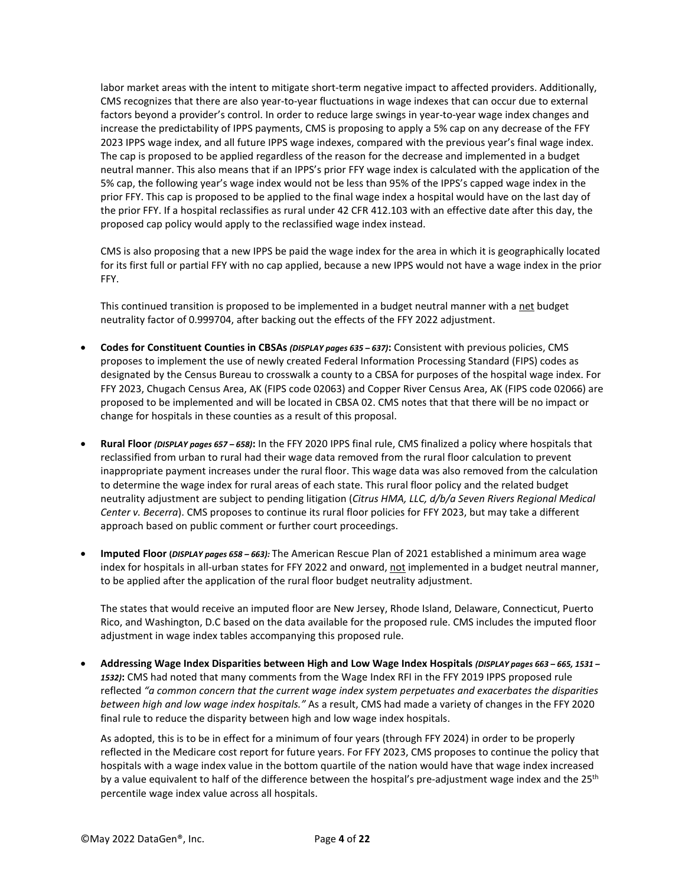labor market areas with the intent to mitigate short-term negative impact to affected providers. Additionally, CMS recognizes that there are also year-to-year fluctuations in wage indexes that can occur due to external factors beyond a provider's control. In order to reduce large swings in year-to-year wage index changes and increase the predictability of IPPS payments, CMS is proposing to apply a 5% cap on any decrease of the FFY 2023 IPPS wage index, and all future IPPS wage indexes, compared with the previous year's final wage index. The cap is proposed to be applied regardless of the reason for the decrease and implemented in a budget neutral manner. This also means that if an IPPS's prior FFY wage index is calculated with the application of the 5% cap, the following year's wage index would not be less than 95% of the IPPS's capped wage index in the prior FFY. This cap is proposed to be applied to the final wage index a hospital would have on the last day of the prior FFY. If a hospital reclassifies as rural under 42 CFR 412.103 with an effective date after this day, the proposed cap policy would apply to the reclassified wage index instead.

CMS is also proposing that a new IPPS be paid the wage index for the area in which it is geographically located for its first full or partial FFY with no cap applied, because a new IPPS would not have a wage index in the prior FFY.

This continued transition is proposed to be implemented in a budget neutral manner with a <u>net</u> budget neutrality factor of 0.999704, after backing out the effects of the FFY 2022 adjustment.

- **Codes for Constituent Counties in CBSAs** ***(DISPLAY pages 635 – 637)*****:** Consistent with previous policies, CMS proposes to implement the use of newly created Federal Information Processing Standard (FIPS) codes as designated by the Census Bureau to crosswalk a county to a CBSA for purposes of the hospital wage index. For FFY 2023, Chugach Census Area, AK (FIPS code 02063) and Copper River Census Area, AK (FIPS code 02066) are proposed to be implemented and will be located in CBSA 02. CMS notes that that there will be no impact or change for hospitals in these counties as a result of this proposal.

- **Rural Floor** ***(DISPLAY pages 657 – 658)*****:** In the FFY 2020 IPPS final rule, CMS finalized a policy where hospitals that reclassified from urban to rural had their wage data removed from the rural floor calculation to prevent inappropriate payment increases under the rural floor. This wage data was also removed from the calculation to determine the wage index for rural areas of each state. This rural floor policy and the related budget neutrality adjustment are subject to pending litigation (*Citrus HMA, LLC, d/b/a Seven Rivers Regional Medical Center v. Becerra*). CMS proposes to continue its rural floor policies for FFY 2023, but may take a different approach based on public comment or further court proceedings.

- **Imputed Floor (*****DISPLAY pages 658 – 663)*****:** The American Rescue Plan of 2021 established a minimum area wage index for hospitals in all-urban states for FFY 2022 and onward, <u>not</u> implemented in a budget neutral manner, to be applied after the application of the rural floor budget neutrality adjustment.

  The states that would receive an imputed floor are New Jersey, Rhode Island, Delaware, Connecticut, Puerto Rico, and Washington, D.C based on the data available for the proposed rule. CMS includes the imputed floor adjustment in wage index tables accompanying this proposed rule.

- **Addressing Wage Index Disparities between High and Low Wage Index Hospitals** ***(DISPLAY pages 663 – 665, 1531 – 1532)*****:** CMS had noted that many comments from the Wage Index RFI in the FFY 2019 IPPS proposed rule reflected *"a common concern that the current wage index system perpetuates and exacerbates the disparities between high and low wage index hospitals."* As a result, CMS had made a variety of changes in the FFY 2020 final rule to reduce the disparity between high and low wage index hospitals.

  As adopted, this is to be in effect for a minimum of four years (through FFY 2024) in order to be properly reflected in the Medicare cost report for future years. For FFY 2023, CMS proposes to continue the policy that hospitals with a wage index value in the bottom quartile of the nation would have that wage index increased by a value equivalent to half of the difference between the hospital's pre-adjustment wage index and the 25th percentile wage index value across all hospitals.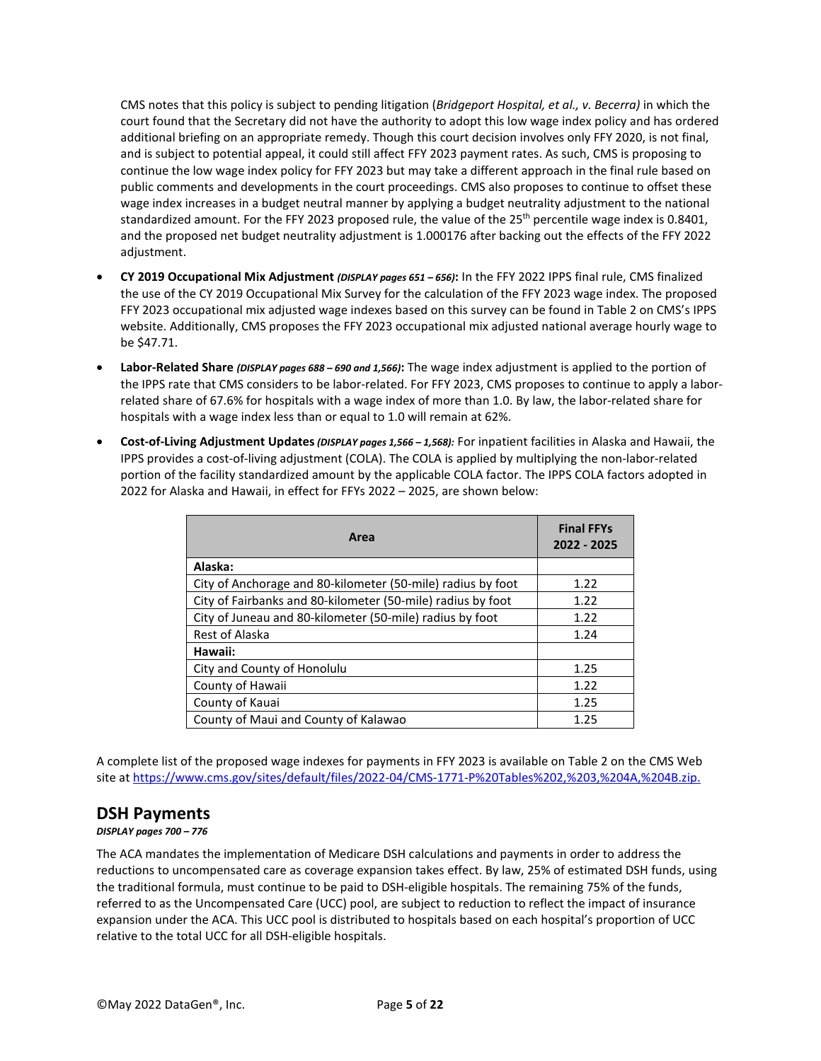CMS notes that this policy is subject to pending litigation (*Bridgeport Hospital, et al., v. Becerra)* in which the court found that the Secretary did not have the authority to adopt this low wage index policy and has ordered additional briefing on an appropriate remedy. Though this court decision involves only FFY 2020, is not final, and is subject to potential appeal, it could still affect FFY 2023 payment rates. As such, CMS is proposing to continue the low wage index policy for FFY 2023 but may take a different approach in the final rule based on public comments and developments in the court proceedings. CMS also proposes to continue to offset these wage index increases in a budget neutral manner by applying a budget neutrality adjustment to the national standardized amount. For the FFY 2023 proposed rule, the value of the 25th percentile wage index is 0.8401, and the proposed net budget neutrality adjustment is 1.000176 after backing out the effects of the FFY 2022 adjustment.

- **CY 2019 Occupational Mix Adjustment** ***(DISPLAY pages 651 – 656)*****:** In the FFY 2022 IPPS final rule, CMS finalized the use of the CY 2019 Occupational Mix Survey for the calculation of the FFY 2023 wage index. The proposed FFY 2023 occupational mix adjusted wage indexes based on this survey can be found in Table 2 on CMS's IPPS website. Additionally, CMS proposes the FFY 2023 occupational mix adjusted national average hourly wage to be $47.71.
- **Labor-Related Share** ***(DISPLAY pages 688 – 690 and 1,566)*****:** The wage index adjustment is applied to the portion of the IPPS rate that CMS considers to be labor-related. For FFY 2023, CMS proposes to continue to apply a labor-related share of 67.6% for hospitals with a wage index of more than 1.0. By law, the labor-related share for hospitals with a wage index less than or equal to 1.0 will remain at 62%.
- **Cost-of-Living Adjustment Updates** ***(DISPLAY pages 1,566 – 1,568):*** For inpatient facilities in Alaska and Hawaii, the IPPS provides a cost-of-living adjustment (COLA). The COLA is applied by multiplying the non-labor-related portion of the facility standardized amount by the applicable COLA factor. The IPPS COLA factors adopted in 2022 for Alaska and Hawaii, in effect for FFYs 2022 – 2025, are shown below:

| Area | Final FFYs 2022 - 2025 |
|---|---|
| **Alaska:** | |
| City of Anchorage and 80-kilometer (50-mile) radius by foot | 1.22 |
| City of Fairbanks and 80-kilometer (50-mile) radius by foot | 1.22 |
| City of Juneau and 80-kilometer (50-mile) radius by foot | 1.22 |
| Rest of Alaska | 1.24 |
| **Hawaii:** | |
| City and County of Honolulu | 1.25 |
| County of Hawaii | 1.22 |
| County of Kauai | 1.25 |
| County of Maui and County of Kalawao | 1.25 |

A complete list of the proposed wage indexes for payments in FFY 2023 is available on Table 2 on the CMS Web site at https://www.cms.gov/sites/default/files/2022-04/CMS-1771-P%20Tables%202,%203,%204A,%204B.zip.

## DSH Payments

***DISPLAY pages 700 – 776***

The ACA mandates the implementation of Medicare DSH calculations and payments in order to address the reductions to uncompensated care as coverage expansion takes effect. By law, 25% of estimated DSH funds, using the traditional formula, must continue to be paid to DSH-eligible hospitals. The remaining 75% of the funds, referred to as the Uncompensated Care (UCC) pool, are subject to reduction to reflect the impact of insurance expansion under the ACA. This UCC pool is distributed to hospitals based on each hospital's proportion of UCC relative to the total UCC for all DSH-eligible hospitals.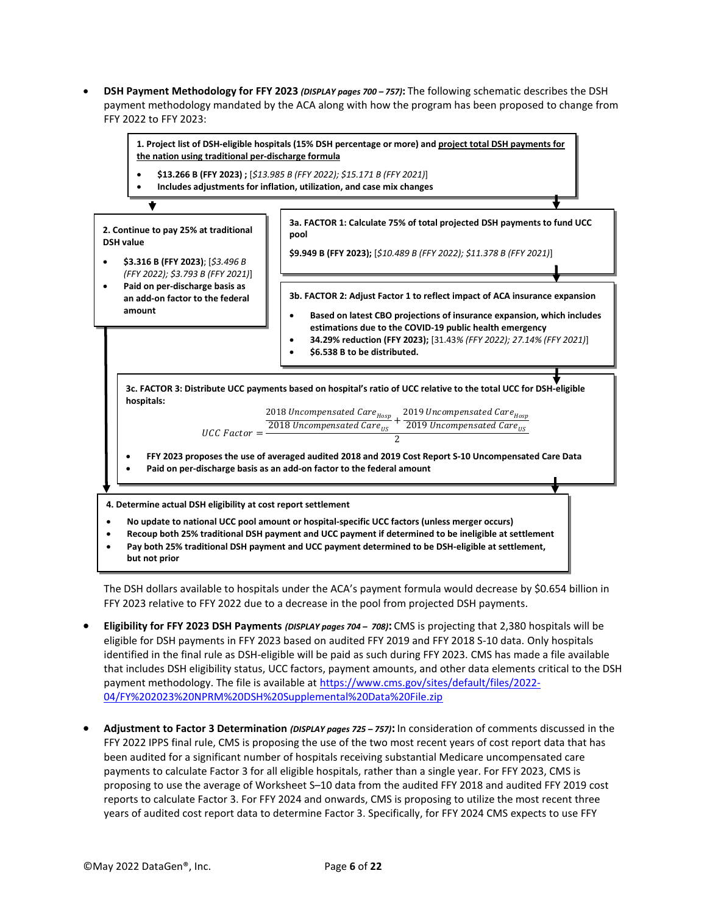- **DSH Payment Methodology for FFY 2023** ***(DISPLAY pages 700 – 757)*****:** The following schematic describes the DSH payment methodology mandated by the ACA along with how the program has been proposed to change from FFY 2022 to FFY 2023:

**1. Project list of DSH-eligible hospitals (15% DSH percentage or more) and project total DSH payments for the nation using traditional per-discharge formula**

- **$13.266 B (FFY 2023) ;** [*$13.985 B (FFY 2022); $15.171 B (FFY 2021)*]
- **Includes adjustments for inflation, utilization, and case mix changes**

**2. Continue to pay 25% at traditional DSH value**

- **$3.316 B (FFY 2023)**; [*$3.496 B (FFY 2022); $3.793 B (FFY 2021)*]
- **Paid on per-discharge basis as an add-on factor to the federal amount**

**3a. FACTOR 1: Calculate 75% of total projected DSH payments to fund UCC pool**

**$9.949 B (FFY 2023);** [*$10.489 B (FFY 2022); $11.378 B (FFY 2021)*]

**3b. FACTOR 2: Adjust Factor 1 to reflect impact of ACA insurance expansion**

- **Based on latest CBO projections of insurance expansion, which includes estimations due to the COVID-19 public health emergency**
- **34.29% reduction (FFY 2023);** [31.43*% (FFY 2022); 27.14% (FFY 2021)*]
- **$6.538 B to be distributed.**

**3c. FACTOR 3: Distribute UCC payments based on hospital's ratio of UCC relative to the total UCC for DSH-eligible hospitals:**

$$UCC\ Factor = \frac{\dfrac{2018\ Uncompensated\ Care_{Hosp}}{2018\ Uncompensated\ Care_{US}} + \dfrac{2019\ Uncompensated\ Care_{Hosp}}{2019\ Uncompensated\ Care_{US}}}{2}$$

- **FFY 2023 proposes the use of averaged audited 2018 and 2019 Cost Report S-10 Uncompensated Care Data**
- **Paid on per-discharge basis as an add-on factor to the federal amount**

**4. Determine actual DSH eligibility at cost report settlement**

- **No update to national UCC pool amount or hospital-specific UCC factors (unless merger occurs)**
- **Recoup both 25% traditional DSH payment and UCC payment if determined to be ineligible at settlement**
- **Pay both 25% traditional DSH payment and UCC payment determined to be DSH-eligible at settlement, but not prior**

The DSH dollars available to hospitals under the ACA's payment formula would decrease by $0.654 billion in FFY 2023 relative to FFY 2022 due to a decrease in the pool from projected DSH payments.

- **Eligibility for FFY 2023 DSH Payments** ***(DISPLAY pages 704 – 708)*****:** CMS is projecting that 2,380 hospitals will be eligible for DSH payments in FFY 2023 based on audited FFY 2019 and FFY 2018 S-10 data. Only hospitals identified in the final rule as DSH-eligible will be paid as such during FFY 2023. CMS has made a file available that includes DSH eligibility status, UCC factors, payment amounts, and other data elements critical to the DSH payment methodology. The file is available at [https://www.cms.gov/sites/default/files/2022-04/FY%202023%20NPRM%20DSH%20Supplemental%20Data%20File.zip](https://www.cms.gov/sites/default/files/2022-04/FY%202023%20NPRM%20DSH%20Supplemental%20Data%20File.zip)

- **Adjustment to Factor 3 Determination** ***(DISPLAY pages 725 – 757)*****:** In consideration of comments discussed in the FFY 2022 IPPS final rule, CMS is proposing the use of the two most recent years of cost report data that has been audited for a significant number of hospitals receiving substantial Medicare uncompensated care payments to calculate Factor 3 for all eligible hospitals, rather than a single year. For FFY 2023, CMS is proposing to use the average of Worksheet S–10 data from the audited FFY 2018 and audited FFY 2019 cost reports to calculate Factor 3. For FFY 2024 and onwards, CMS is proposing to utilize the most recent three years of audited cost report data to determine Factor 3. Specifically, for FFY 2024 CMS expects to use FFY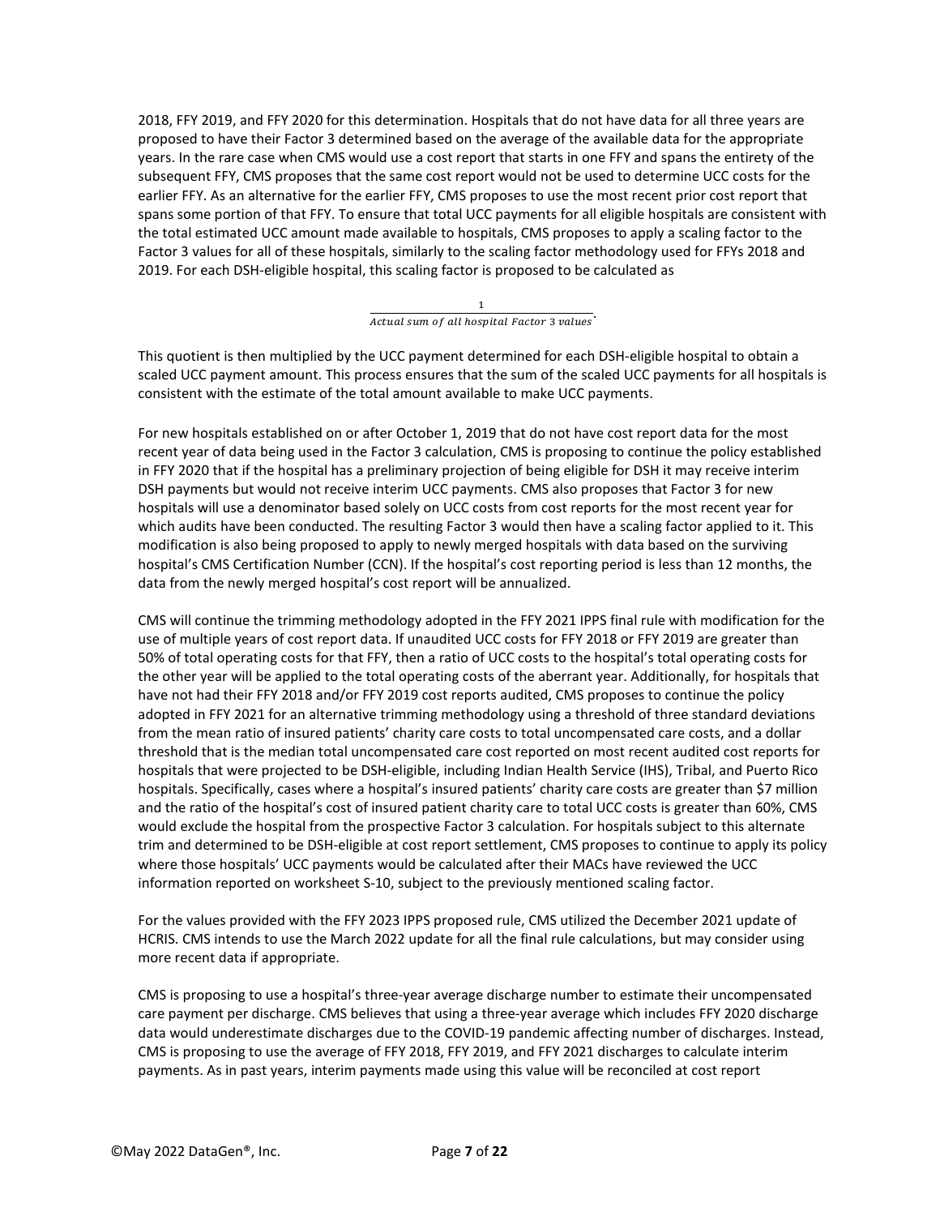2018, FFY 2019, and FFY 2020 for this determination. Hospitals that do not have data for all three years are proposed to have their Factor 3 determined based on the average of the available data for the appropriate years. In the rare case when CMS would use a cost report that starts in one FFY and spans the entirety of the subsequent FFY, CMS proposes that the same cost report would not be used to determine UCC costs for the earlier FFY. As an alternative for the earlier FFY, CMS proposes to use the most recent prior cost report that spans some portion of that FFY. To ensure that total UCC payments for all eligible hospitals are consistent with the total estimated UCC amount made available to hospitals, CMS proposes to apply a scaling factor to the Factor 3 values for all of these hospitals, similarly to the scaling factor methodology used for FFYs 2018 and 2019. For each DSH-eligible hospital, this scaling factor is proposed to be calculated as

$$\frac{1}{\textit{Actual sum of all hospital Factor 3 values}}.$$

This quotient is then multiplied by the UCC payment determined for each DSH-eligible hospital to obtain a scaled UCC payment amount. This process ensures that the sum of the scaled UCC payments for all hospitals is consistent with the estimate of the total amount available to make UCC payments.

For new hospitals established on or after October 1, 2019 that do not have cost report data for the most recent year of data being used in the Factor 3 calculation, CMS is proposing to continue the policy established in FFY 2020 that if the hospital has a preliminary projection of being eligible for DSH it may receive interim DSH payments but would not receive interim UCC payments. CMS also proposes that Factor 3 for new hospitals will use a denominator based solely on UCC costs from cost reports for the most recent year for which audits have been conducted. The resulting Factor 3 would then have a scaling factor applied to it. This modification is also being proposed to apply to newly merged hospitals with data based on the surviving hospital's CMS Certification Number (CCN). If the hospital's cost reporting period is less than 12 months, the data from the newly merged hospital's cost report will be annualized.

CMS will continue the trimming methodology adopted in the FFY 2021 IPPS final rule with modification for the use of multiple years of cost report data. If unaudited UCC costs for FFY 2018 or FFY 2019 are greater than 50% of total operating costs for that FFY, then a ratio of UCC costs to the hospital's total operating costs for the other year will be applied to the total operating costs of the aberrant year. Additionally, for hospitals that have not had their FFY 2018 and/or FFY 2019 cost reports audited, CMS proposes to continue the policy adopted in FFY 2021 for an alternative trimming methodology using a threshold of three standard deviations from the mean ratio of insured patients' charity care costs to total uncompensated care costs, and a dollar threshold that is the median total uncompensated care cost reported on most recent audited cost reports for hospitals that were projected to be DSH-eligible, including Indian Health Service (IHS), Tribal, and Puerto Rico hospitals. Specifically, cases where a hospital's insured patients' charity care costs are greater than $7 million and the ratio of the hospital's cost of insured patient charity care to total UCC costs is greater than 60%, CMS would exclude the hospital from the prospective Factor 3 calculation. For hospitals subject to this alternate trim and determined to be DSH-eligible at cost report settlement, CMS proposes to continue to apply its policy where those hospitals' UCC payments would be calculated after their MACs have reviewed the UCC information reported on worksheet S-10, subject to the previously mentioned scaling factor.

For the values provided with the FFY 2023 IPPS proposed rule, CMS utilized the December 2021 update of HCRIS. CMS intends to use the March 2022 update for all the final rule calculations, but may consider using more recent data if appropriate.

CMS is proposing to use a hospital's three-year average discharge number to estimate their uncompensated care payment per discharge. CMS believes that using a three-year average which includes FFY 2020 discharge data would underestimate discharges due to the COVID-19 pandemic affecting number of discharges. Instead, CMS is proposing to use the average of FFY 2018, FFY 2019, and FFY 2021 discharges to calculate interim payments. As in past years, interim payments made using this value will be reconciled at cost report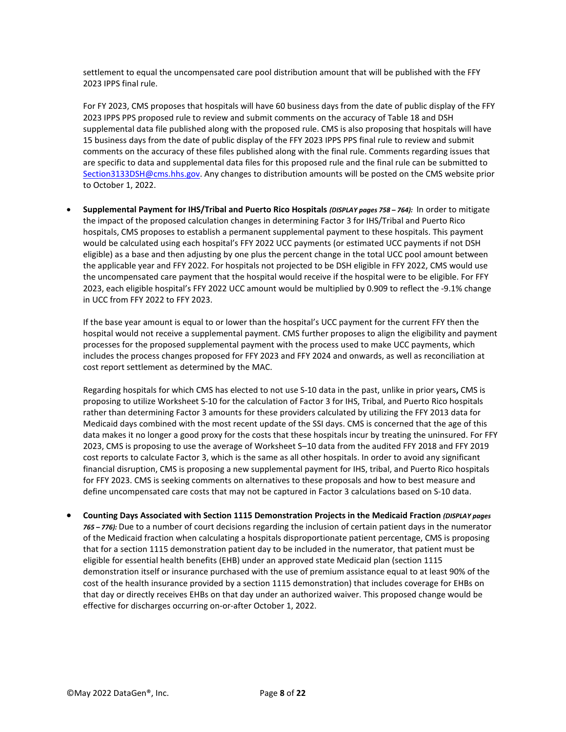settlement to equal the uncompensated care pool distribution amount that will be published with the FFY 2023 IPPS final rule.

For FY 2023, CMS proposes that hospitals will have 60 business days from the date of public display of the FFY 2023 IPPS PPS proposed rule to review and submit comments on the accuracy of Table 18 and DSH supplemental data file published along with the proposed rule. CMS is also proposing that hospitals will have 15 business days from the date of public display of the FFY 2023 IPPS PPS final rule to review and submit comments on the accuracy of these files published along with the final rule. Comments regarding issues that are specific to data and supplemental data files for this proposed rule and the final rule can be submitted to Section3133DSH@cms.hhs.gov. Any changes to distribution amounts will be posted on the CMS website prior to October 1, 2022.

- **Supplemental Payment for IHS/Tribal and Puerto Rico Hospitals** ***(DISPLAY pages 758 – 764):*** In order to mitigate the impact of the proposed calculation changes in determining Factor 3 for IHS/Tribal and Puerto Rico hospitals, CMS proposes to establish a permanent supplemental payment to these hospitals. This payment would be calculated using each hospital's FFY 2022 UCC payments (or estimated UCC payments if not DSH eligible) as a base and then adjusting by one plus the percent change in the total UCC pool amount between the applicable year and FFY 2022. For hospitals not projected to be DSH eligible in FFY 2022, CMS would use the uncompensated care payment that the hospital would receive if the hospital were to be eligible. For FFY 2023, each eligible hospital's FFY 2022 UCC amount would be multiplied by 0.909 to reflect the -9.1% change in UCC from FFY 2022 to FFY 2023.

  If the base year amount is equal to or lower than the hospital's UCC payment for the current FFY then the hospital would not receive a supplemental payment. CMS further proposes to align the eligibility and payment processes for the proposed supplemental payment with the process used to make UCC payments, which includes the process changes proposed for FFY 2023 and FFY 2024 and onwards, as well as reconciliation at cost report settlement as determined by the MAC.

  Regarding hospitals for which CMS has elected to not use S-10 data in the past, unlike in prior years**,** CMS is proposing to utilize Worksheet S-10 for the calculation of Factor 3 for IHS, Tribal, and Puerto Rico hospitals rather than determining Factor 3 amounts for these providers calculated by utilizing the FFY 2013 data for Medicaid days combined with the most recent update of the SSI days. CMS is concerned that the age of this data makes it no longer a good proxy for the costs that these hospitals incur by treating the uninsured. For FFY 2023, CMS is proposing to use the average of Worksheet S–10 data from the audited FFY 2018 and FFY 2019 cost reports to calculate Factor 3, which is the same as all other hospitals. In order to avoid any significant financial disruption, CMS is proposing a new supplemental payment for IHS, tribal, and Puerto Rico hospitals for FFY 2023. CMS is seeking comments on alternatives to these proposals and how to best measure and define uncompensated care costs that may not be captured in Factor 3 calculations based on S-10 data.

- **Counting Days Associated with Section 1115 Demonstration Projects in the Medicaid Fraction** ***(DISPLAY pages 765 – 776):*** Due to a number of court decisions regarding the inclusion of certain patient days in the numerator of the Medicaid fraction when calculating a hospitals disproportionate patient percentage, CMS is proposing that for a section 1115 demonstration patient day to be included in the numerator, that patient must be eligible for essential health benefits (EHB) under an approved state Medicaid plan (section 1115 demonstration itself or insurance purchased with the use of premium assistance equal to at least 90% of the cost of the health insurance provided by a section 1115 demonstration) that includes coverage for EHBs on that day or directly receives EHBs on that day under an authorized waiver. This proposed change would be effective for discharges occurring on-or-after October 1, 2022.

©May 2022 DataGen®, Inc.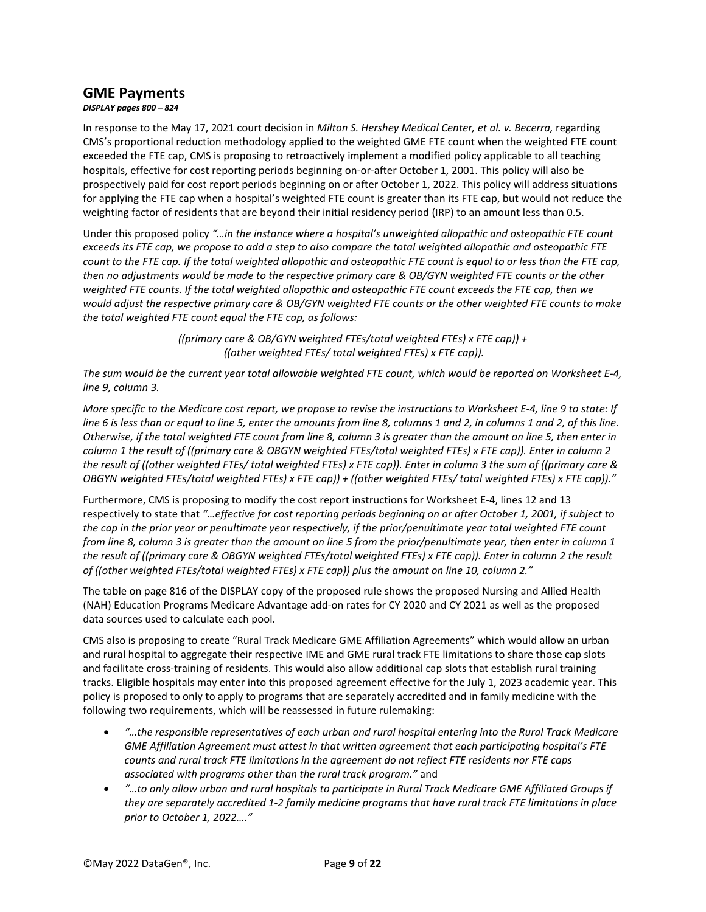## GME Payments

***DISPLAY pages 800 – 824***

In response to the May 17, 2021 court decision in *Milton S. Hershey Medical Center, et al. v. Becerra,* regarding CMS's proportional reduction methodology applied to the weighted GME FTE count when the weighted FTE count exceeded the FTE cap, CMS is proposing to retroactively implement a modified policy applicable to all teaching hospitals, effective for cost reporting periods beginning on-or-after October 1, 2001. This policy will also be prospectively paid for cost report periods beginning on or after October 1, 2022. This policy will address situations for applying the FTE cap when a hospital's weighted FTE count is greater than its FTE cap, but would not reduce the weighting factor of residents that are beyond their initial residency period (IRP) to an amount less than 0.5.

Under this proposed policy *"…in the instance where a hospital's unweighted allopathic and osteopathic FTE count exceeds its FTE cap, we propose to add a step to also compare the total weighted allopathic and osteopathic FTE count to the FTE cap. If the total weighted allopathic and osteopathic FTE count is equal to or less than the FTE cap, then no adjustments would be made to the respective primary care & OB/GYN weighted FTE counts or the other weighted FTE counts. If the total weighted allopathic and osteopathic FTE count exceeds the FTE cap, then we would adjust the respective primary care & OB/GYN weighted FTE counts or the other weighted FTE counts to make the total weighted FTE count equal the FTE cap, as follows:*

*((primary care & OB/GYN weighted FTEs/total weighted FTEs) x FTE cap)) +*
*((other weighted FTEs/ total weighted FTEs) x FTE cap)).*

*The sum would be the current year total allowable weighted FTE count, which would be reported on Worksheet E-4, line 9, column 3.*

*More specific to the Medicare cost report, we propose to revise the instructions to Worksheet E-4, line 9 to state: If line 6 is less than or equal to line 5, enter the amounts from line 8, columns 1 and 2, in columns 1 and 2, of this line. Otherwise, if the total weighted FTE count from line 8, column 3 is greater than the amount on line 5, then enter in column 1 the result of ((primary care & OBGYN weighted FTEs/total weighted FTEs) x FTE cap)). Enter in column 2 the result of ((other weighted FTEs/ total weighted FTEs) x FTE cap)). Enter in column 3 the sum of ((primary care & OBGYN weighted FTEs/total weighted FTEs) x FTE cap)) + ((other weighted FTEs/ total weighted FTEs) x FTE cap))."*

Furthermore, CMS is proposing to modify the cost report instructions for Worksheet E-4, lines 12 and 13 respectively to state that *"…effective for cost reporting periods beginning on or after October 1, 2001, if subject to the cap in the prior year or penultimate year respectively, if the prior/penultimate year total weighted FTE count from line 8, column 3 is greater than the amount on line 5 from the prior/penultimate year, then enter in column 1 the result of ((primary care & OBGYN weighted FTEs/total weighted FTEs) x FTE cap)). Enter in column 2 the result of ((other weighted FTEs/total weighted FTEs) x FTE cap)) plus the amount on line 10, column 2."*

The table on page 816 of the DISPLAY copy of the proposed rule shows the proposed Nursing and Allied Health (NAH) Education Programs Medicare Advantage add-on rates for CY 2020 and CY 2021 as well as the proposed data sources used to calculate each pool.

CMS also is proposing to create "Rural Track Medicare GME Affiliation Agreements" which would allow an urban and rural hospital to aggregate their respective IME and GME rural track FTE limitations to share those cap slots and facilitate cross-training of residents. This would also allow additional cap slots that establish rural training tracks. Eligible hospitals may enter into this proposed agreement effective for the July 1, 2023 academic year. This policy is proposed to only to apply to programs that are separately accredited and in family medicine with the following two requirements, which will be reassessed in future rulemaking:

- *"…the responsible representatives of each urban and rural hospital entering into the Rural Track Medicare GME Affiliation Agreement must attest in that written agreement that each participating hospital's FTE counts and rural track FTE limitations in the agreement do not reflect FTE residents nor FTE caps associated with programs other than the rural track program."* and
- *"…to only allow urban and rural hospitals to participate in Rural Track Medicare GME Affiliated Groups if they are separately accredited 1-2 family medicine programs that have rural track FTE limitations in place prior to October 1, 2022…."*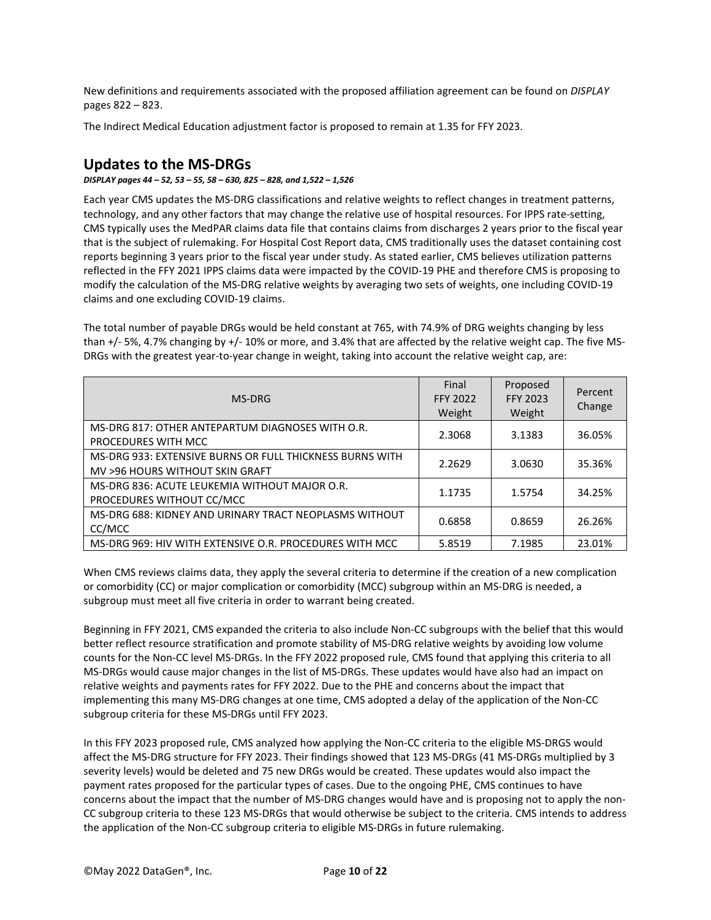New definitions and requirements associated with the proposed affiliation agreement can be found on *DISPLAY* pages 822 – 823.

The Indirect Medical Education adjustment factor is proposed to remain at 1.35 for FFY 2023.

## Updates to the MS-DRGs

***DISPLAY pages 44 – 52, 53 – 55, 58 – 630, 825 – 828, and 1,522 – 1,526***

Each year CMS updates the MS-DRG classifications and relative weights to reflect changes in treatment patterns, technology, and any other factors that may change the relative use of hospital resources. For IPPS rate-setting, CMS typically uses the MedPAR claims data file that contains claims from discharges 2 years prior to the fiscal year that is the subject of rulemaking. For Hospital Cost Report data, CMS traditionally uses the dataset containing cost reports beginning 3 years prior to the fiscal year under study. As stated earlier, CMS believes utilization patterns reflected in the FFY 2021 IPPS claims data were impacted by the COVID-19 PHE and therefore CMS is proposing to modify the calculation of the MS-DRG relative weights by averaging two sets of weights, one including COVID-19 claims and one excluding COVID-19 claims.

The total number of payable DRGs would be held constant at 765, with 74.9% of DRG weights changing by less than +/- 5%, 4.7% changing by +/- 10% or more, and 3.4% that are affected by the relative weight cap. The five MS-DRGs with the greatest year-to-year change in weight, taking into account the relative weight cap, are:

| MS-DRG | Final FFY 2022 Weight | Proposed FFY 2023 Weight | Percent Change |
|---|---|---|---|
| MS-DRG 817: OTHER ANTEPARTUM DIAGNOSES WITH O.R. PROCEDURES WITH MCC | 2.3068 | 3.1383 | 36.05% |
| MS-DRG 933: EXTENSIVE BURNS OR FULL THICKNESS BURNS WITH MV >96 HOURS WITHOUT SKIN GRAFT | 2.2629 | 3.0630 | 35.36% |
| MS-DRG 836: ACUTE LEUKEMIA WITHOUT MAJOR O.R. PROCEDURES WITHOUT CC/MCC | 1.1735 | 1.5754 | 34.25% |
| MS-DRG 688: KIDNEY AND URINARY TRACT NEOPLASMS WITHOUT CC/MCC | 0.6858 | 0.8659 | 26.26% |
| MS-DRG 969: HIV WITH EXTENSIVE O.R. PROCEDURES WITH MCC | 5.8519 | 7.1985 | 23.01% |

When CMS reviews claims data, they apply the several criteria to determine if the creation of a new complication or comorbidity (CC) or major complication or comorbidity (MCC) subgroup within an MS-DRG is needed, a subgroup must meet all five criteria in order to warrant being created.

Beginning in FFY 2021, CMS expanded the criteria to also include Non-CC subgroups with the belief that this would better reflect resource stratification and promote stability of MS-DRG relative weights by avoiding low volume counts for the Non-CC level MS-DRGs. In the FFY 2022 proposed rule, CMS found that applying this criteria to all MS-DRGs would cause major changes in the list of MS-DRGs. These updates would have also had an impact on relative weights and payments rates for FFY 2022. Due to the PHE and concerns about the impact that implementing this many MS-DRG changes at one time, CMS adopted a delay of the application of the Non-CC subgroup criteria for these MS-DRGs until FFY 2023.

In this FFY 2023 proposed rule, CMS analyzed how applying the Non-CC criteria to the eligible MS-DRGS would affect the MS-DRG structure for FFY 2023. Their findings showed that 123 MS-DRGs (41 MS-DRGs multiplied by 3 severity levels) would be deleted and 75 new DRGs would be created. These updates would also impact the payment rates proposed for the particular types of cases. Due to the ongoing PHE, CMS continues to have concerns about the impact that the number of MS-DRG changes would have and is proposing not to apply the non-CC subgroup criteria to these 123 MS-DRGs that would otherwise be subject to the criteria. CMS intends to address the application of the Non-CC subgroup criteria to eligible MS-DRGs in future rulemaking.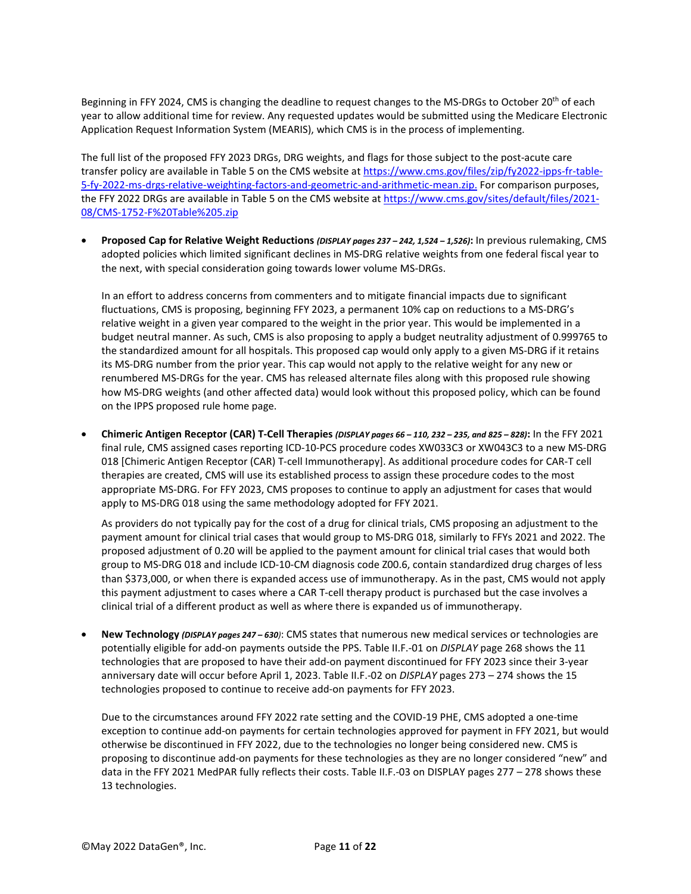Beginning in FFY 2024, CMS is changing the deadline to request changes to the MS-DRGs to October 20th of each year to allow additional time for review. Any requested updates would be submitted using the Medicare Electronic Application Request Information System (MEARIS), which CMS is in the process of implementing.

The full list of the proposed FFY 2023 DRGs, DRG weights, and flags for those subject to the post-acute care transfer policy are available in Table 5 on the CMS website at [https://www.cms.gov/files/zip/fy2022-ipps-fr-table-5-fy-2022-ms-drgs-relative-weighting-factors-and-geometric-and-arithmetic-mean.zip.](https://www.cms.gov/files/zip/fy2022-ipps-fr-table-5-fy-2022-ms-drgs-relative-weighting-factors-and-geometric-and-arithmetic-mean.zip) For comparison purposes, the FFY 2022 DRGs are available in Table 5 on the CMS website at [https://www.cms.gov/sites/default/files/2021-08/CMS-1752-F%20Table%205.zip](https://www.cms.gov/sites/default/files/2021-08/CMS-1752-F%20Table%205.zip)

- **Proposed Cap for Relative Weight Reductions** ***(DISPLAY pages 237 – 242, 1,524 – 1,526)*****:** In previous rulemaking, CMS adopted policies which limited significant declines in MS-DRG relative weights from one federal fiscal year to the next, with special consideration going towards lower volume MS-DRGs.

  In an effort to address concerns from commenters and to mitigate financial impacts due to significant fluctuations, CMS is proposing, beginning FFY 2023, a permanent 10% cap on reductions to a MS-DRG's relative weight in a given year compared to the weight in the prior year. This would be implemented in a budget neutral manner. As such, CMS is also proposing to apply a budget neutrality adjustment of 0.999765 to the standardized amount for all hospitals. This proposed cap would only apply to a given MS-DRG if it retains its MS-DRG number from the prior year. This cap would not apply to the relative weight for any new or renumbered MS-DRGs for the year. CMS has released alternate files along with this proposed rule showing how MS-DRG weights (and other affected data) would look without this proposed policy, which can be found on the IPPS proposed rule home page.

- **Chimeric Antigen Receptor (CAR) T-Cell Therapies** ***(DISPLAY pages 66 – 110, 232 – 235, and 825 – 828)*****:** In the FFY 2021 final rule, CMS assigned cases reporting ICD-10-PCS procedure codes XW033C3 or XW043C3 to a new MS-DRG 018 [Chimeric Antigen Receptor (CAR) T-cell Immunotherapy]. As additional procedure codes for CAR-T cell therapies are created, CMS will use its established process to assign these procedure codes to the most appropriate MS-DRG. For FFY 2023, CMS proposes to continue to apply an adjustment for cases that would apply to MS-DRG 018 using the same methodology adopted for FFY 2021.

  As providers do not typically pay for the cost of a drug for clinical trials, CMS proposing an adjustment to the payment amount for clinical trial cases that would group to MS-DRG 018, similarly to FFYs 2021 and 2022. The proposed adjustment of 0.20 will be applied to the payment amount for clinical trial cases that would both group to MS-DRG 018 and include ICD-10-CM diagnosis code Z00.6, contain standardized drug charges of less than $373,000, or when there is expanded access use of immunotherapy. As in the past, CMS would not apply this payment adjustment to cases where a CAR T-cell therapy product is purchased but the case involves a clinical trial of a different product as well as where there is expanded us of immunotherapy.

- **New Technology** ***(DISPLAY pages 247 – 630)***: CMS states that numerous new medical services or technologies are potentially eligible for add-on payments outside the PPS. Table II.F.-01 on *DISPLAY* page 268 shows the 11 technologies that are proposed to have their add-on payment discontinued for FFY 2023 since their 3-year anniversary date will occur before April 1, 2023. Table II.F.-02 on *DISPLAY* pages 273 – 274 shows the 15 technologies proposed to continue to receive add-on payments for FFY 2023.

  Due to the circumstances around FFY 2022 rate setting and the COVID-19 PHE, CMS adopted a one-time exception to continue add-on payments for certain technologies approved for payment in FFY 2021, but would otherwise be discontinued in FFY 2022, due to the technologies no longer being considered new. CMS is proposing to discontinue add-on payments for these technologies as they are no longer considered "new" and data in the FFY 2021 MedPAR fully reflects their costs. Table II.F.-03 on DISPLAY pages 277 – 278 shows these 13 technologies.

©May 2022 DataGen®, Inc.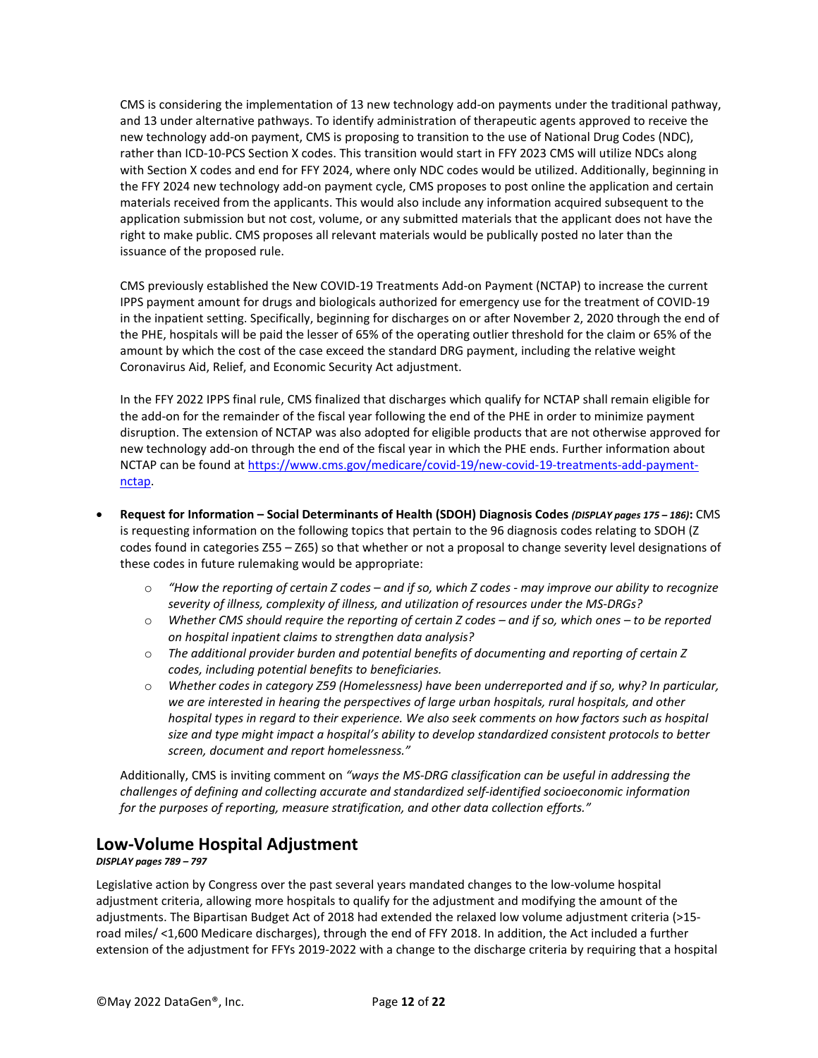CMS is considering the implementation of 13 new technology add-on payments under the traditional pathway, and 13 under alternative pathways. To identify administration of therapeutic agents approved to receive the new technology add-on payment, CMS is proposing to transition to the use of National Drug Codes (NDC), rather than ICD-10-PCS Section X codes. This transition would start in FFY 2023 CMS will utilize NDCs along with Section X codes and end for FFY 2024, where only NDC codes would be utilized. Additionally, beginning in the FFY 2024 new technology add-on payment cycle, CMS proposes to post online the application and certain materials received from the applicants. This would also include any information acquired subsequent to the application submission but not cost, volume, or any submitted materials that the applicant does not have the right to make public. CMS proposes all relevant materials would be publically posted no later than the issuance of the proposed rule.

CMS previously established the New COVID-19 Treatments Add-on Payment (NCTAP) to increase the current IPPS payment amount for drugs and biologicals authorized for emergency use for the treatment of COVID-19 in the inpatient setting. Specifically, beginning for discharges on or after November 2, 2020 through the end of the PHE, hospitals will be paid the lesser of 65% of the operating outlier threshold for the claim or 65% of the amount by which the cost of the case exceed the standard DRG payment, including the relative weight Coronavirus Aid, Relief, and Economic Security Act adjustment.

In the FFY 2022 IPPS final rule, CMS finalized that discharges which qualify for NCTAP shall remain eligible for the add-on for the remainder of the fiscal year following the end of the PHE in order to minimize payment disruption. The extension of NCTAP was also adopted for eligible products that are not otherwise approved for new technology add-on through the end of the fiscal year in which the PHE ends. Further information about NCTAP can be found at https://www.cms.gov/medicare/covid-19/new-covid-19-treatments-add-payment-nctap.

- **Request for Information – Social Determinants of Health (SDOH) Diagnosis Codes** ***(DISPLAY pages 175 – 186)*****:** CMS is requesting information on the following topics that pertain to the 96 diagnosis codes relating to SDOH (Z codes found in categories Z55 – Z65) so that whether or not a proposal to change severity level designations of these codes in future rulemaking would be appropriate:
  - *"How the reporting of certain Z codes – and if so, which Z codes - may improve our ability to recognize severity of illness, complexity of illness, and utilization of resources under the MS-DRGs?*
  - *Whether CMS should require the reporting of certain Z codes – and if so, which ones – to be reported on hospital inpatient claims to strengthen data analysis?*
  - *The additional provider burden and potential benefits of documenting and reporting of certain Z codes, including potential benefits to beneficiaries.*
  - *Whether codes in category Z59 (Homelessness) have been underreported and if so, why? In particular, we are interested in hearing the perspectives of large urban hospitals, rural hospitals, and other hospital types in regard to their experience. We also seek comments on how factors such as hospital size and type might impact a hospital's ability to develop standardized consistent protocols to better screen, document and report homelessness."*

  Additionally, CMS is inviting comment on *"ways the MS-DRG classification can be useful in addressing the challenges of defining and collecting accurate and standardized self-identified socioeconomic information for the purposes of reporting, measure stratification, and other data collection efforts."*

## Low-Volume Hospital Adjustment

***DISPLAY pages 789 – 797***

Legislative action by Congress over the past several years mandated changes to the low-volume hospital adjustment criteria, allowing more hospitals to qualify for the adjustment and modifying the amount of the adjustments. The Bipartisan Budget Act of 2018 had extended the relaxed low volume adjustment criteria (>15-road miles/ <1,600 Medicare discharges), through the end of FFY 2018. In addition, the Act included a further extension of the adjustment for FFYs 2019-2022 with a change to the discharge criteria by requiring that a hospital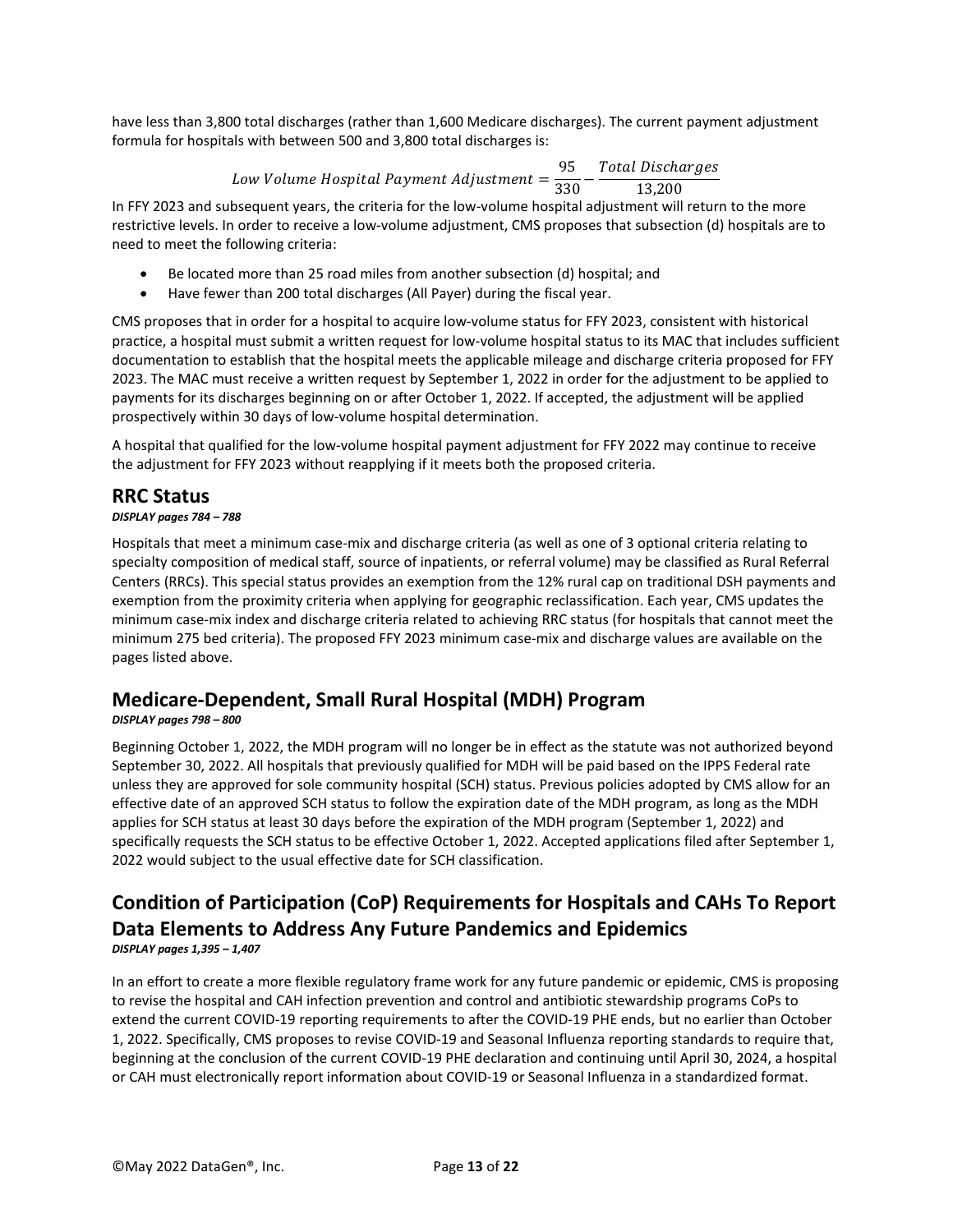have less than 3,800 total discharges (rather than 1,600 Medicare discharges). The current payment adjustment formula for hospitals with between 500 and 3,800 total discharges is:

$$Low\ Volume\ Hospital\ Payment\ Adjustment = \frac{95}{330} - \frac{Total\ Discharges}{13{,}200}$$

In FFY 2023 and subsequent years, the criteria for the low-volume hospital adjustment will return to the more restrictive levels. In order to receive a low-volume adjustment, CMS proposes that subsection (d) hospitals are to need to meet the following criteria:

- Be located more than 25 road miles from another subsection (d) hospital; and
- Have fewer than 200 total discharges (All Payer) during the fiscal year.

CMS proposes that in order for a hospital to acquire low-volume status for FFY 2023, consistent with historical practice, a hospital must submit a written request for low-volume hospital status to its MAC that includes sufficient documentation to establish that the hospital meets the applicable mileage and discharge criteria proposed for FFY 2023. The MAC must receive a written request by September 1, 2022 in order for the adjustment to be applied to payments for its discharges beginning on or after October 1, 2022. If accepted, the adjustment will be applied prospectively within 30 days of low-volume hospital determination.

A hospital that qualified for the low-volume hospital payment adjustment for FFY 2022 may continue to receive the adjustment for FFY 2023 without reapplying if it meets both the proposed criteria.

## RRC Status

***DISPLAY pages 784 – 788***

Hospitals that meet a minimum case-mix and discharge criteria (as well as one of 3 optional criteria relating to specialty composition of medical staff, source of inpatients, or referral volume) may be classified as Rural Referral Centers (RRCs). This special status provides an exemption from the 12% rural cap on traditional DSH payments and exemption from the proximity criteria when applying for geographic reclassification. Each year, CMS updates the minimum case-mix index and discharge criteria related to achieving RRC status (for hospitals that cannot meet the minimum 275 bed criteria). The proposed FFY 2023 minimum case-mix and discharge values are available on the pages listed above.

## Medicare-Dependent, Small Rural Hospital (MDH) Program

***DISPLAY pages 798 – 800***

Beginning October 1, 2022, the MDH program will no longer be in effect as the statute was not authorized beyond September 30, 2022. All hospitals that previously qualified for MDH will be paid based on the IPPS Federal rate unless they are approved for sole community hospital (SCH) status. Previous policies adopted by CMS allow for an effective date of an approved SCH status to follow the expiration date of the MDH program, as long as the MDH applies for SCH status at least 30 days before the expiration of the MDH program (September 1, 2022) and specifically requests the SCH status to be effective October 1, 2022. Accepted applications filed after September 1, 2022 would subject to the usual effective date for SCH classification.

## Condition of Participation (CoP) Requirements for Hospitals and CAHs To Report Data Elements to Address Any Future Pandemics and Epidemics

***DISPLAY pages 1,395 – 1,407***

In an effort to create a more flexible regulatory frame work for any future pandemic or epidemic, CMS is proposing to revise the hospital and CAH infection prevention and control and antibiotic stewardship programs CoPs to extend the current COVID-19 reporting requirements to after the COVID-19 PHE ends, but no earlier than October 1, 2022. Specifically, CMS proposes to revise COVID-19 and Seasonal Influenza reporting standards to require that, beginning at the conclusion of the current COVID-19 PHE declaration and continuing until April 30, 2024, a hospital or CAH must electronically report information about COVID-19 or Seasonal Influenza in a standardized format.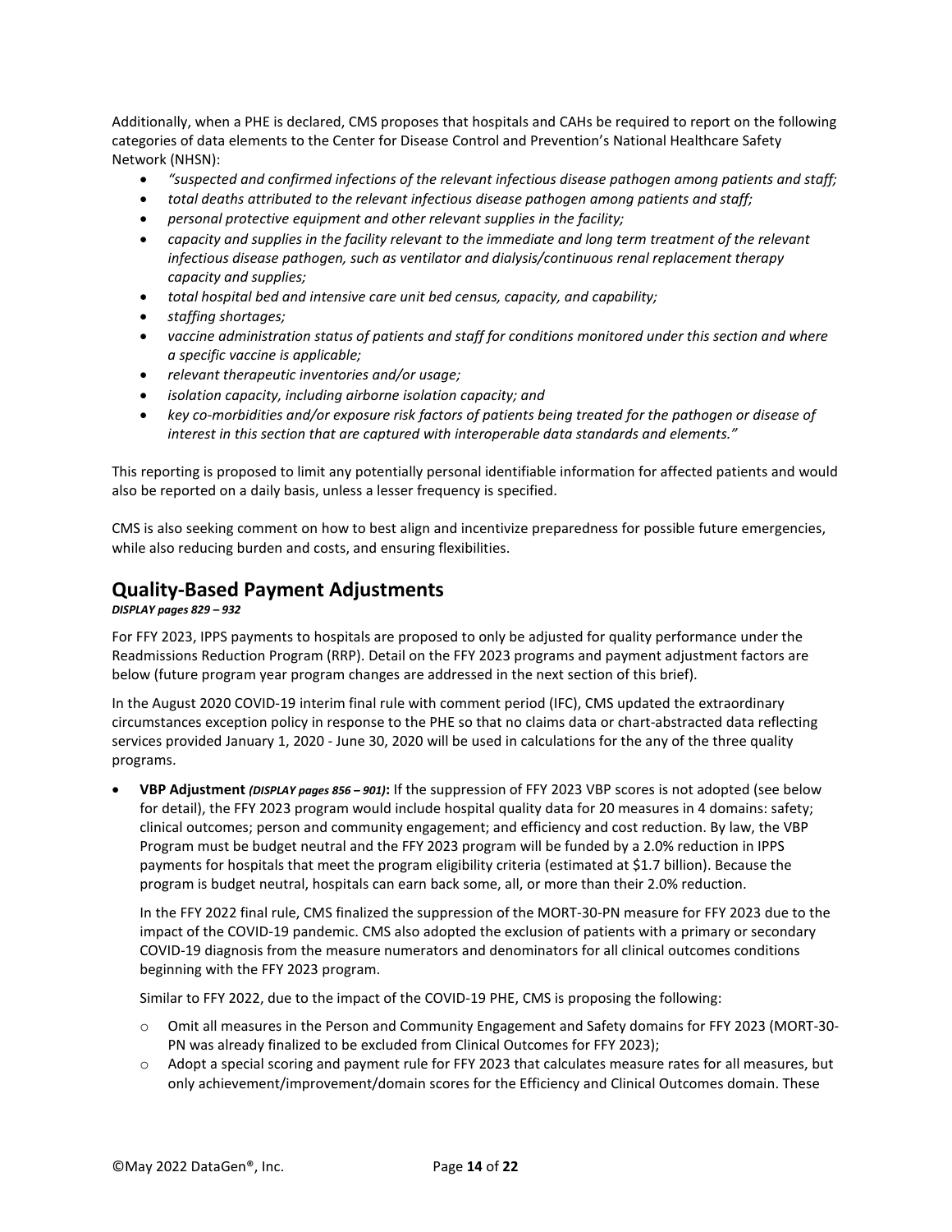Additionally, when a PHE is declared, CMS proposes that hospitals and CAHs be required to report on the following categories of data elements to the Center for Disease Control and Prevention's National Healthcare Safety Network (NHSN):

- *"suspected and confirmed infections of the relevant infectious disease pathogen among patients and staff;*
- *total deaths attributed to the relevant infectious disease pathogen among patients and staff;*
- *personal protective equipment and other relevant supplies in the facility;*
- *capacity and supplies in the facility relevant to the immediate and long term treatment of the relevant infectious disease pathogen, such as ventilator and dialysis/continuous renal replacement therapy capacity and supplies;*
- *total hospital bed and intensive care unit bed census, capacity, and capability;*
- *staffing shortages;*
- *vaccine administration status of patients and staff for conditions monitored under this section and where a specific vaccine is applicable;*
- *relevant therapeutic inventories and/or usage;*
- *isolation capacity, including airborne isolation capacity; and*
- *key co-morbidities and/or exposure risk factors of patients being treated for the pathogen or disease of interest in this section that are captured with interoperable data standards and elements."*

This reporting is proposed to limit any potentially personal identifiable information for affected patients and would also be reported on a daily basis, unless a lesser frequency is specified.

CMS is also seeking comment on how to best align and incentivize preparedness for possible future emergencies, while also reducing burden and costs, and ensuring flexibilities.

## Quality-Based Payment Adjustments

***DISPLAY pages 829 – 932***

For FFY 2023, IPPS payments to hospitals are proposed to only be adjusted for quality performance under the Readmissions Reduction Program (RRP). Detail on the FFY 2023 programs and payment adjustment factors are below (future program year program changes are addressed in the next section of this brief).

In the August 2020 COVID-19 interim final rule with comment period (IFC), CMS updated the extraordinary circumstances exception policy in response to the PHE so that no claims data or chart-abstracted data reflecting services provided January 1, 2020 - June 30, 2020 will be used in calculations for the any of the three quality programs.

- **VBP Adjustment *(DISPLAY pages 856 – 901)*:** If the suppression of FFY 2023 VBP scores is not adopted (see below for detail), the FFY 2023 program would include hospital quality data for 20 measures in 4 domains: safety; clinical outcomes; person and community engagement; and efficiency and cost reduction. By law, the VBP Program must be budget neutral and the FFY 2023 program will be funded by a 2.0% reduction in IPPS payments for hospitals that meet the program eligibility criteria (estimated at $1.7 billion). Because the program is budget neutral, hospitals can earn back some, all, or more than their 2.0% reduction.

  In the FFY 2022 final rule, CMS finalized the suppression of the MORT-30-PN measure for FFY 2023 due to the impact of the COVID-19 pandemic. CMS also adopted the exclusion of patients with a primary or secondary COVID-19 diagnosis from the measure numerators and denominators for all clinical outcomes conditions beginning with the FFY 2023 program.

  Similar to FFY 2022, due to the impact of the COVID-19 PHE, CMS is proposing the following:

  - Omit all measures in the Person and Community Engagement and Safety domains for FFY 2023 (MORT-30-PN was already finalized to be excluded from Clinical Outcomes for FFY 2023);
  - Adopt a special scoring and payment rule for FFY 2023 that calculates measure rates for all measures, but only achievement/improvement/domain scores for the Efficiency and Clinical Outcomes domain. These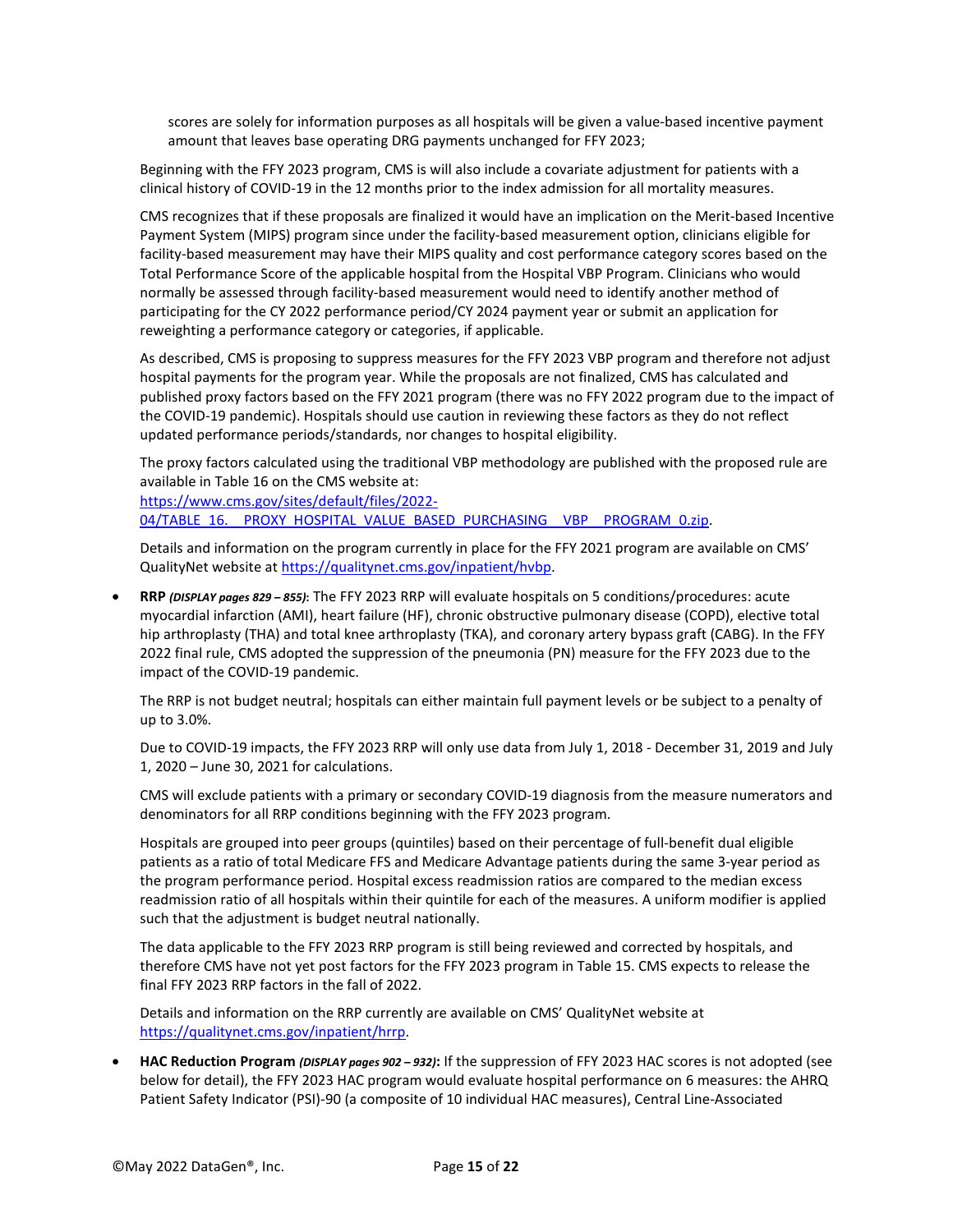scores are solely for information purposes as all hospitals will be given a value-based incentive payment amount that leaves base operating DRG payments unchanged for FFY 2023;

Beginning with the FFY 2023 program, CMS is will also include a covariate adjustment for patients with a clinical history of COVID-19 in the 12 months prior to the index admission for all mortality measures.

CMS recognizes that if these proposals are finalized it would have an implication on the Merit-based Incentive Payment System (MIPS) program since under the facility-based measurement option, clinicians eligible for facility-based measurement may have their MIPS quality and cost performance category scores based on the Total Performance Score of the applicable hospital from the Hospital VBP Program. Clinicians who would normally be assessed through facility-based measurement would need to identify another method of participating for the CY 2022 performance period/CY 2024 payment year or submit an application for reweighting a performance category or categories, if applicable.

As described, CMS is proposing to suppress measures for the FFY 2023 VBP program and therefore not adjust hospital payments for the program year. While the proposals are not finalized, CMS has calculated and published proxy factors based on the FFY 2021 program (there was no FFY 2022 program due to the impact of the COVID-19 pandemic). Hospitals should use caution in reviewing these factors as they do not reflect updated performance periods/standards, nor changes to hospital eligibility.

The proxy factors calculated using the traditional VBP methodology are published with the proposed rule are available in Table 16 on the CMS website at: [https://www.cms.gov/sites/default/files/2022-04/TABLE_16._PROXY_HOSPITAL_VALUE_BASED_PURCHASING_VBP_PROGRAM_0.zip](https://www.cms.gov/sites/default/files/2022-04/TABLE_16._PROXY_HOSPITAL_VALUE_BASED_PURCHASING_VBP_PROGRAM_0.zip).

Details and information on the program currently in place for the FFY 2021 program are available on CMS' QualityNet website at [https://qualitynet.cms.gov/inpatient/hvbp](https://qualitynet.cms.gov/inpatient/hvbp).

- **RRP** ***(DISPLAY pages 829 – 855)***: The FFY 2023 RRP will evaluate hospitals on 5 conditions/procedures: acute myocardial infarction (AMI), heart failure (HF), chronic obstructive pulmonary disease (COPD), elective total hip arthroplasty (THA) and total knee arthroplasty (TKA), and coronary artery bypass graft (CABG). In the FFY 2022 final rule, CMS adopted the suppression of the pneumonia (PN) measure for the FFY 2023 due to the impact of the COVID-19 pandemic.

  The RRP is not budget neutral; hospitals can either maintain full payment levels or be subject to a penalty of up to 3.0%.

  Due to COVID-19 impacts, the FFY 2023 RRP will only use data from July 1, 2018 - December 31, 2019 and July 1, 2020 – June 30, 2021 for calculations.

  CMS will exclude patients with a primary or secondary COVID-19 diagnosis from the measure numerators and denominators for all RRP conditions beginning with the FFY 2023 program.

  Hospitals are grouped into peer groups (quintiles) based on their percentage of full-benefit dual eligible patients as a ratio of total Medicare FFS and Medicare Advantage patients during the same 3-year period as the program performance period. Hospital excess readmission ratios are compared to the median excess readmission ratio of all hospitals within their quintile for each of the measures. A uniform modifier is applied such that the adjustment is budget neutral nationally.

  The data applicable to the FFY 2023 RRP program is still being reviewed and corrected by hospitals, and therefore CMS have not yet post factors for the FFY 2023 program in Table 15. CMS expects to release the final FFY 2023 RRP factors in the fall of 2022.

  Details and information on the RRP currently are available on CMS' QualityNet website at [https://qualitynet.cms.gov/inpatient/hrrp](https://qualitynet.cms.gov/inpatient/hrrp).

- **HAC Reduction Program** ***(DISPLAY pages 902 – 932)*****:** If the suppression of FFY 2023 HAC scores is not adopted (see below for detail), the FFY 2023 HAC program would evaluate hospital performance on 6 measures: the AHRQ Patient Safety Indicator (PSI)-90 (a composite of 10 individual HAC measures), Central Line-Associated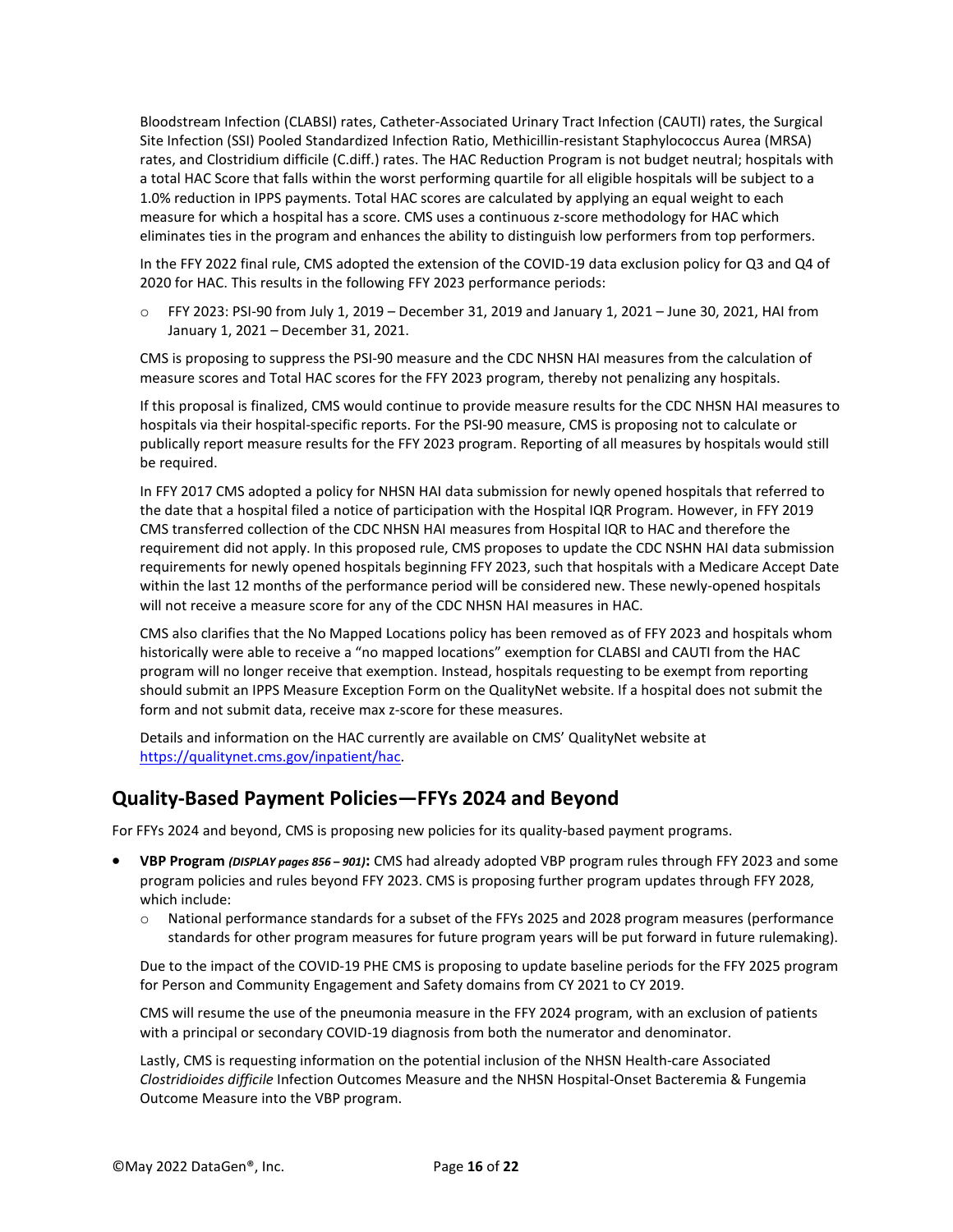Bloodstream Infection (CLABSI) rates, Catheter-Associated Urinary Tract Infection (CAUTI) rates, the Surgical Site Infection (SSI) Pooled Standardized Infection Ratio, Methicillin-resistant Staphylococcus Aurea (MRSA) rates, and Clostridium difficile (C.diff.) rates. The HAC Reduction Program is not budget neutral; hospitals with a total HAC Score that falls within the worst performing quartile for all eligible hospitals will be subject to a 1.0% reduction in IPPS payments. Total HAC scores are calculated by applying an equal weight to each measure for which a hospital has a score. CMS uses a continuous z-score methodology for HAC which eliminates ties in the program and enhances the ability to distinguish low performers from top performers.

In the FFY 2022 final rule, CMS adopted the extension of the COVID-19 data exclusion policy for Q3 and Q4 of 2020 for HAC. This results in the following FFY 2023 performance periods:

- FFY 2023: PSI-90 from July 1, 2019 – December 31, 2019 and January 1, 2021 – June 30, 2021, HAI from January 1, 2021 – December 31, 2021.

CMS is proposing to suppress the PSI-90 measure and the CDC NHSN HAI measures from the calculation of measure scores and Total HAC scores for the FFY 2023 program, thereby not penalizing any hospitals.

If this proposal is finalized, CMS would continue to provide measure results for the CDC NHSN HAI measures to hospitals via their hospital-specific reports. For the PSI-90 measure, CMS is proposing not to calculate or publically report measure results for the FFY 2023 program. Reporting of all measures by hospitals would still be required.

In FFY 2017 CMS adopted a policy for NHSN HAI data submission for newly opened hospitals that referred to the date that a hospital filed a notice of participation with the Hospital IQR Program. However, in FFY 2019 CMS transferred collection of the CDC NHSN HAI measures from Hospital IQR to HAC and therefore the requirement did not apply. In this proposed rule, CMS proposes to update the CDC NSHN HAI data submission requirements for newly opened hospitals beginning FFY 2023, such that hospitals with a Medicare Accept Date within the last 12 months of the performance period will be considered new. These newly-opened hospitals will not receive a measure score for any of the CDC NHSN HAI measures in HAC.

CMS also clarifies that the No Mapped Locations policy has been removed as of FFY 2023 and hospitals whom historically were able to receive a "no mapped locations" exemption for CLABSI and CAUTI from the HAC program will no longer receive that exemption. Instead, hospitals requesting to be exempt from reporting should submit an IPPS Measure Exception Form on the QualityNet website. If a hospital does not submit the form and not submit data, receive max z-score for these measures.

Details and information on the HAC currently are available on CMS' QualityNet website at https://qualitynet.cms.gov/inpatient/hac.

## Quality-Based Payment Policies—FFYs 2024 and Beyond

For FFYs 2024 and beyond, CMS is proposing new policies for its quality-based payment programs.

- **VBP Program** ***(DISPLAY pages 856 – 901)*****:** CMS had already adopted VBP program rules through FFY 2023 and some program policies and rules beyond FFY 2023. CMS is proposing further program updates through FFY 2028, which include:
  - National performance standards for a subset of the FFYs 2025 and 2028 program measures (performance standards for other program measures for future program years will be put forward in future rulemaking).

  Due to the impact of the COVID-19 PHE CMS is proposing to update baseline periods for the FFY 2025 program for Person and Community Engagement and Safety domains from CY 2021 to CY 2019.

  CMS will resume the use of the pneumonia measure in the FFY 2024 program, with an exclusion of patients with a principal or secondary COVID-19 diagnosis from both the numerator and denominator.

  Lastly, CMS is requesting information on the potential inclusion of the NHSN Health-care Associated *Clostridioides difficile* Infection Outcomes Measure and the NHSN Hospital-Onset Bacteremia & Fungemia Outcome Measure into the VBP program.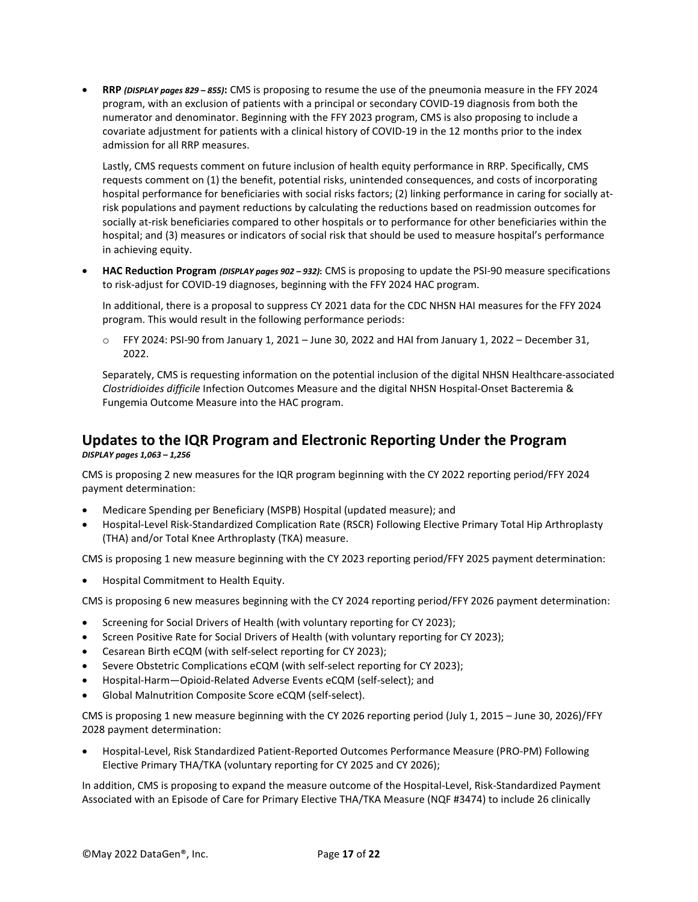- **RRP** *(DISPLAY pages 829 – 855)***:** CMS is proposing to resume the use of the pneumonia measure in the FFY 2024 program, with an exclusion of patients with a principal or secondary COVID-19 diagnosis from both the numerator and denominator. Beginning with the FFY 2023 program, CMS is also proposing to include a covariate adjustment for patients with a clinical history of COVID-19 in the 12 months prior to the index admission for all RRP measures.

  Lastly, CMS requests comment on future inclusion of health equity performance in RRP. Specifically, CMS requests comment on (1) the benefit, potential risks, unintended consequences, and costs of incorporating hospital performance for beneficiaries with social risks factors; (2) linking performance in caring for socially at-risk populations and payment reductions by calculating the reductions based on readmission outcomes for socially at-risk beneficiaries compared to other hospitals or to performance for other beneficiaries within the hospital; and (3) measures or indicators of social risk that should be used to measure hospital's performance in achieving equity.

- **HAC Reduction Program** *(DISPLAY pages 902 – 932)***:** CMS is proposing to update the PSI-90 measure specifications to risk-adjust for COVID-19 diagnoses, beginning with the FFY 2024 HAC program.

  In additional, there is a proposal to suppress CY 2021 data for the CDC NHSN HAI measures for the FFY 2024 program. This would result in the following performance periods:

  - FFY 2024: PSI-90 from January 1, 2021 – June 30, 2022 and HAI from January 1, 2022 – December 31, 2022.

  Separately, CMS is requesting information on the potential inclusion of the digital NHSN Healthcare-associated *Clostridioides difficile* Infection Outcomes Measure and the digital NHSN Hospital-Onset Bacteremia & Fungemia Outcome Measure into the HAC program.

## Updates to the IQR Program and Electronic Reporting Under the Program

***DISPLAY pages 1,063 – 1,256***

CMS is proposing 2 new measures for the IQR program beginning with the CY 2022 reporting period/FFY 2024 payment determination:

- Medicare Spending per Beneficiary (MSPB) Hospital (updated measure); and
- Hospital-Level Risk-Standardized Complication Rate (RSCR) Following Elective Primary Total Hip Arthroplasty (THA) and/or Total Knee Arthroplasty (TKA) measure.

CMS is proposing 1 new measure beginning with the CY 2023 reporting period/FFY 2025 payment determination:

- Hospital Commitment to Health Equity.

CMS is proposing 6 new measures beginning with the CY 2024 reporting period/FFY 2026 payment determination:

- Screening for Social Drivers of Health (with voluntary reporting for CY 2023);
- Screen Positive Rate for Social Drivers of Health (with voluntary reporting for CY 2023);
- Cesarean Birth eCQM (with self-select reporting for CY 2023);
- Severe Obstetric Complications eCQM (with self-select reporting for CY 2023);
- Hospital-Harm—Opioid-Related Adverse Events eCQM (self-select); and
- Global Malnutrition Composite Score eCQM (self-select).

CMS is proposing 1 new measure beginning with the CY 2026 reporting period (July 1, 2015 – June 30, 2026)/FFY 2028 payment determination:

- Hospital-Level, Risk Standardized Patient-Reported Outcomes Performance Measure (PRO-PM) Following Elective Primary THA/TKA (voluntary reporting for CY 2025 and CY 2026);

In addition, CMS is proposing to expand the measure outcome of the Hospital-Level, Risk-Standardized Payment Associated with an Episode of Care for Primary Elective THA/TKA Measure (NQF #3474) to include 26 clinically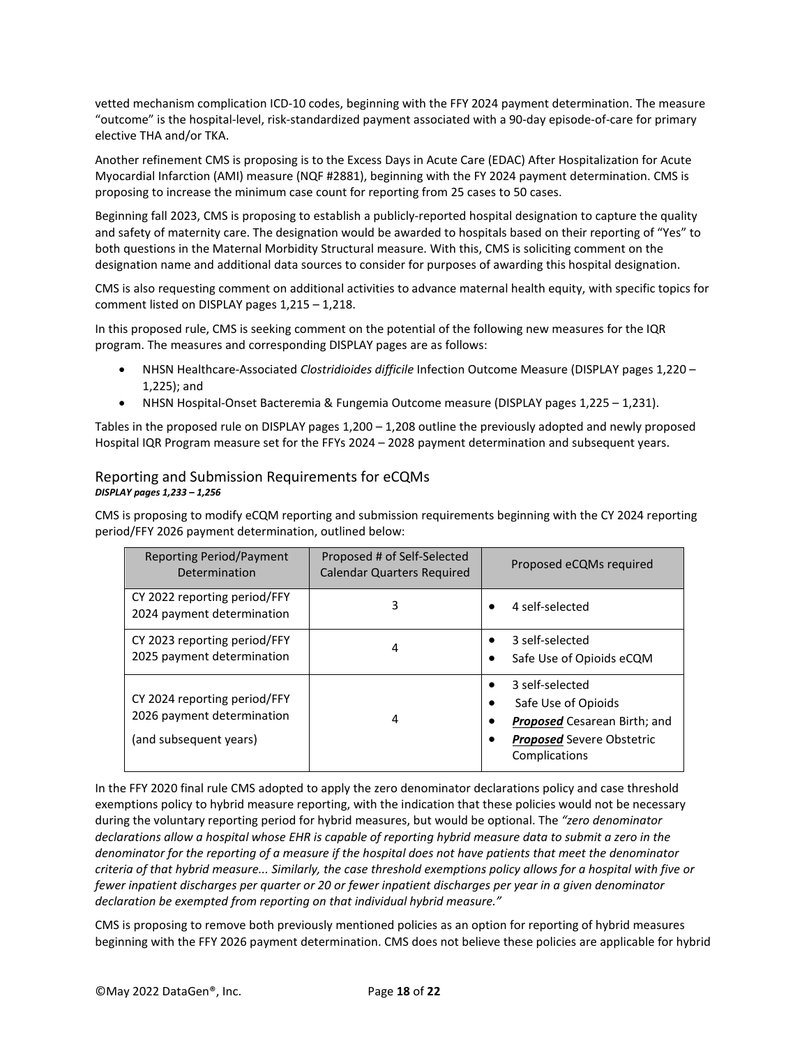vetted mechanism complication ICD-10 codes, beginning with the FFY 2024 payment determination. The measure "outcome" is the hospital-level, risk-standardized payment associated with a 90-day episode-of-care for primary elective THA and/or TKA.

Another refinement CMS is proposing is to the Excess Days in Acute Care (EDAC) After Hospitalization for Acute Myocardial Infarction (AMI) measure (NQF #2881), beginning with the FY 2024 payment determination. CMS is proposing to increase the minimum case count for reporting from 25 cases to 50 cases.

Beginning fall 2023, CMS is proposing to establish a publicly-reported hospital designation to capture the quality and safety of maternity care. The designation would be awarded to hospitals based on their reporting of "Yes" to both questions in the Maternal Morbidity Structural measure. With this, CMS is soliciting comment on the designation name and additional data sources to consider for purposes of awarding this hospital designation.

CMS is also requesting comment on additional activities to advance maternal health equity, with specific topics for comment listed on DISPLAY pages 1,215 – 1,218.

In this proposed rule, CMS is seeking comment on the potential of the following new measures for the IQR program. The measures and corresponding DISPLAY pages are as follows:

- NHSN Healthcare-Associated *Clostridioides difficile* Infection Outcome Measure (DISPLAY pages 1,220 – 1,225); and
- NHSN Hospital-Onset Bacteremia & Fungemia Outcome measure (DISPLAY pages 1,225 – 1,231).

Tables in the proposed rule on DISPLAY pages 1,200 – 1,208 outline the previously adopted and newly proposed Hospital IQR Program measure set for the FFYs 2024 – 2028 payment determination and subsequent years.

## Reporting and Submission Requirements for eCQMs

***DISPLAY pages 1,233 – 1,256***

CMS is proposing to modify eCQM reporting and submission requirements beginning with the CY 2024 reporting period/FFY 2026 payment determination, outlined below:

| Reporting Period/Payment Determination | Proposed # of Self-Selected Calendar Quarters Required | Proposed eCQMs required |
|---|---|---|
| CY 2022 reporting period/FFY 2024 payment determination | 3 | • 4 self-selected |
| CY 2023 reporting period/FFY 2025 payment determination | 4 | • 3 self-selected<br>• Safe Use of Opioids eCQM |
| CY 2024 reporting period/FFY 2026 payment determination<br><br>(and subsequent years) | 4 | • 3 self-selected<br>• Safe Use of Opioids<br>• ***Proposed*** Cesarean Birth; and<br>• ***Proposed*** Severe Obstetric Complications |

In the FFY 2020 final rule CMS adopted to apply the zero denominator declarations policy and case threshold exemptions policy to hybrid measure reporting, with the indication that these policies would not be necessary during the voluntary reporting period for hybrid measures, but would be optional. The *"zero denominator declarations allow a hospital whose EHR is capable of reporting hybrid measure data to submit a zero in the denominator for the reporting of a measure if the hospital does not have patients that meet the denominator criteria of that hybrid measure... Similarly, the case threshold exemptions policy allows for a hospital with five or fewer inpatient discharges per quarter or 20 or fewer inpatient discharges per year in a given denominator declaration be exempted from reporting on that individual hybrid measure."*

CMS is proposing to remove both previously mentioned policies as an option for reporting of hybrid measures beginning with the FFY 2026 payment determination. CMS does not believe these policies are applicable for hybrid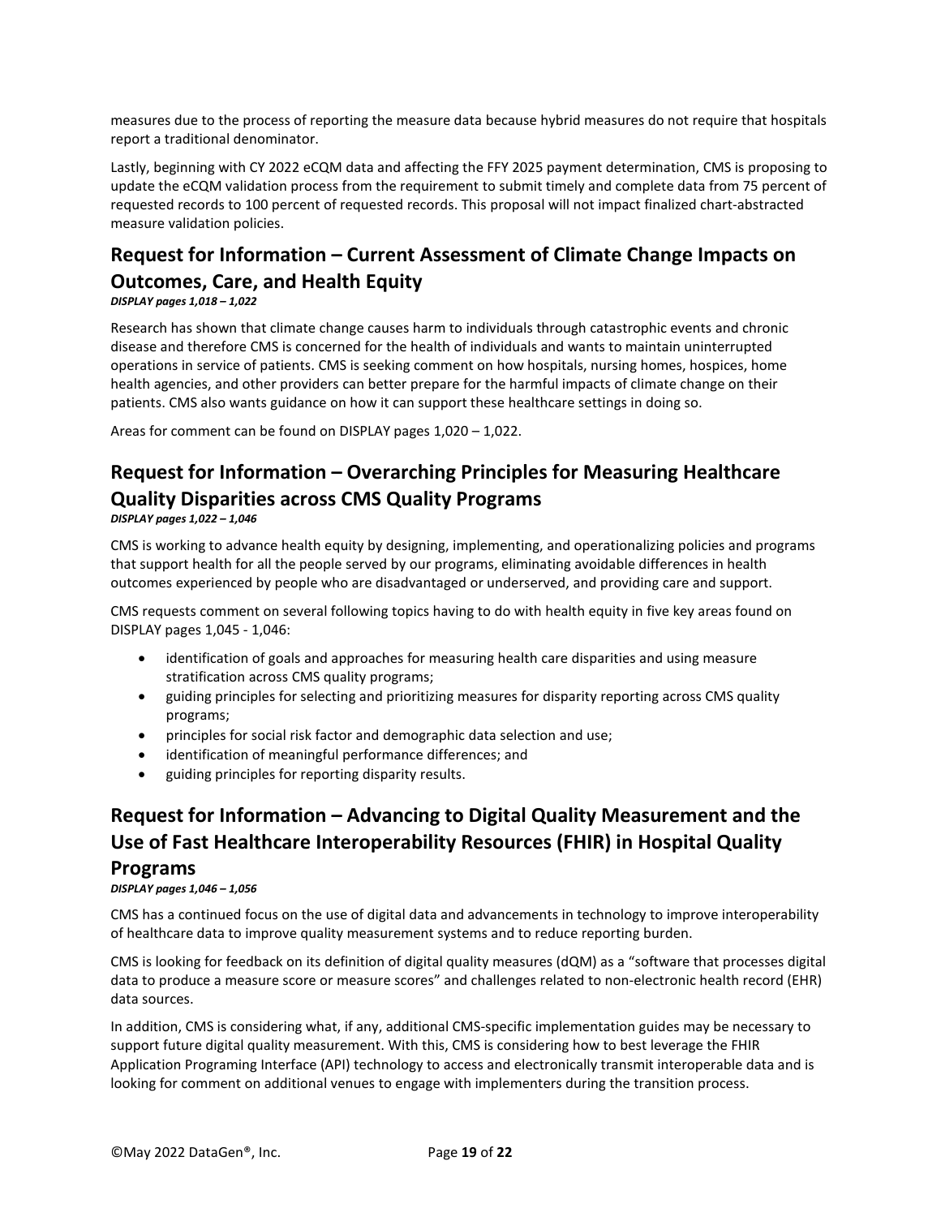measures due to the process of reporting the measure data because hybrid measures do not require that hospitals report a traditional denominator.

Lastly, beginning with CY 2022 eCQM data and affecting the FFY 2025 payment determination, CMS is proposing to update the eCQM validation process from the requirement to submit timely and complete data from 75 percent of requested records to 100 percent of requested records. This proposal will not impact finalized chart-abstracted measure validation policies.

## Request for Information – Current Assessment of Climate Change Impacts on Outcomes, Care, and Health Equity

***DISPLAY pages 1,018 – 1,022***

Research has shown that climate change causes harm to individuals through catastrophic events and chronic disease and therefore CMS is concerned for the health of individuals and wants to maintain uninterrupted operations in service of patients. CMS is seeking comment on how hospitals, nursing homes, hospices, home health agencies, and other providers can better prepare for the harmful impacts of climate change on their patients. CMS also wants guidance on how it can support these healthcare settings in doing so.

Areas for comment can be found on DISPLAY pages 1,020 – 1,022.

## Request for Information – Overarching Principles for Measuring Healthcare Quality Disparities across CMS Quality Programs

***DISPLAY pages 1,022 – 1,046***

CMS is working to advance health equity by designing, implementing, and operationalizing policies and programs that support health for all the people served by our programs, eliminating avoidable differences in health outcomes experienced by people who are disadvantaged or underserved, and providing care and support.

CMS requests comment on several following topics having to do with health equity in five key areas found on DISPLAY pages 1,045 - 1,046:

- identification of goals and approaches for measuring health care disparities and using measure stratification across CMS quality programs;
- guiding principles for selecting and prioritizing measures for disparity reporting across CMS quality programs;
- principles for social risk factor and demographic data selection and use;
- identification of meaningful performance differences; and
- guiding principles for reporting disparity results.

## Request for Information – Advancing to Digital Quality Measurement and the Use of Fast Healthcare Interoperability Resources (FHIR) in Hospital Quality Programs

***DISPLAY pages 1,046 – 1,056***

CMS has a continued focus on the use of digital data and advancements in technology to improve interoperability of healthcare data to improve quality measurement systems and to reduce reporting burden.

CMS is looking for feedback on its definition of digital quality measures (dQM) as a "software that processes digital data to produce a measure score or measure scores" and challenges related to non-electronic health record (EHR) data sources.

In addition, CMS is considering what, if any, additional CMS-specific implementation guides may be necessary to support future digital quality measurement. With this, CMS is considering how to best leverage the FHIR Application Programing Interface (API) technology to access and electronically transmit interoperable data and is looking for comment on additional venues to engage with implementers during the transition process.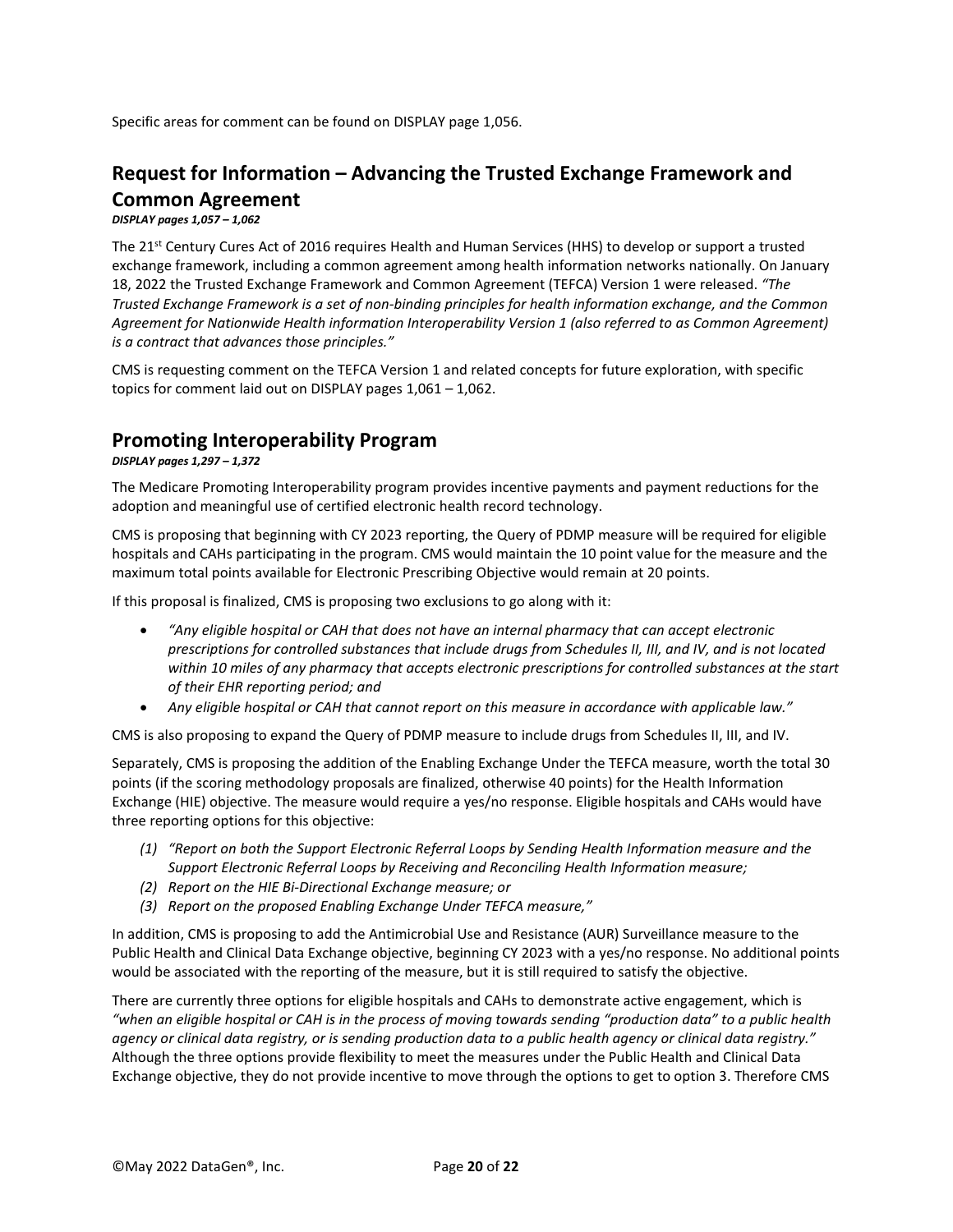Specific areas for comment can be found on DISPLAY page 1,056.

## Request for Information – Advancing the Trusted Exchange Framework and Common Agreement

***DISPLAY pages 1,057 – 1,062***

The 21st Century Cures Act of 2016 requires Health and Human Services (HHS) to develop or support a trusted exchange framework, including a common agreement among health information networks nationally. On January 18, 2022 the Trusted Exchange Framework and Common Agreement (TEFCA) Version 1 were released. *"The Trusted Exchange Framework is a set of non-binding principles for health information exchange, and the Common Agreement for Nationwide Health information Interoperability Version 1 (also referred to as Common Agreement) is a contract that advances those principles."*

CMS is requesting comment on the TEFCA Version 1 and related concepts for future exploration, with specific topics for comment laid out on DISPLAY pages 1,061 – 1,062.

## Promoting Interoperability Program

***DISPLAY pages 1,297 – 1,372***

The Medicare Promoting Interoperability program provides incentive payments and payment reductions for the adoption and meaningful use of certified electronic health record technology.

CMS is proposing that beginning with CY 2023 reporting, the Query of PDMP measure will be required for eligible hospitals and CAHs participating in the program. CMS would maintain the 10 point value for the measure and the maximum total points available for Electronic Prescribing Objective would remain at 20 points.

If this proposal is finalized, CMS is proposing two exclusions to go along with it:

- *"Any eligible hospital or CAH that does not have an internal pharmacy that can accept electronic prescriptions for controlled substances that include drugs from Schedules II, III, and IV, and is not located within 10 miles of any pharmacy that accepts electronic prescriptions for controlled substances at the start of their EHR reporting period; and*
- *Any eligible hospital or CAH that cannot report on this measure in accordance with applicable law."*

CMS is also proposing to expand the Query of PDMP measure to include drugs from Schedules II, III, and IV.

Separately, CMS is proposing the addition of the Enabling Exchange Under the TEFCA measure, worth the total 30 points (if the scoring methodology proposals are finalized, otherwise 40 points) for the Health Information Exchange (HIE) objective. The measure would require a yes/no response. Eligible hospitals and CAHs would have three reporting options for this objective:

1. *"Report on both the Support Electronic Referral Loops by Sending Health Information measure and the Support Electronic Referral Loops by Receiving and Reconciling Health Information measure;*
2. *Report on the HIE Bi-Directional Exchange measure; or*
3. *Report on the proposed Enabling Exchange Under TEFCA measure,"*

In addition, CMS is proposing to add the Antimicrobial Use and Resistance (AUR) Surveillance measure to the Public Health and Clinical Data Exchange objective, beginning CY 2023 with a yes/no response. No additional points would be associated with the reporting of the measure, but it is still required to satisfy the objective.

There are currently three options for eligible hospitals and CAHs to demonstrate active engagement, which is *"when an eligible hospital or CAH is in the process of moving towards sending "production data" to a public health agency or clinical data registry, or is sending production data to a public health agency or clinical data registry."* Although the three options provide flexibility to meet the measures under the Public Health and Clinical Data Exchange objective, they do not provide incentive to move through the options to get to option 3. Therefore CMS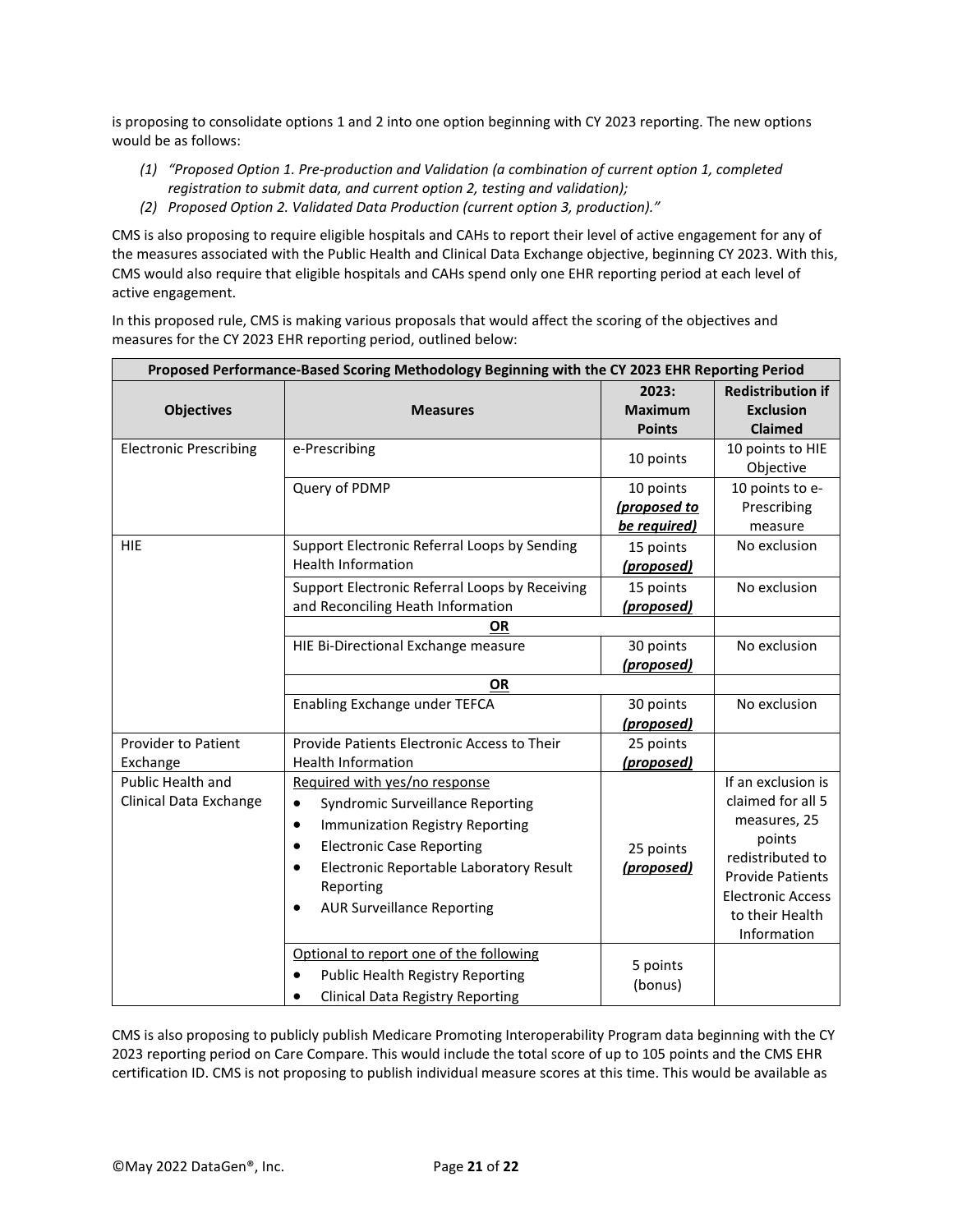is proposing to consolidate options 1 and 2 into one option beginning with CY 2023 reporting. The new options would be as follows:

1. *"Proposed Option 1. Pre-production and Validation (a combination of current option 1, completed registration to submit data, and current option 2, testing and validation);*
2. *Proposed Option 2. Validated Data Production (current option 3, production)."*

CMS is also proposing to require eligible hospitals and CAHs to report their level of active engagement for any of the measures associated with the Public Health and Clinical Data Exchange objective, beginning CY 2023. With this, CMS would also require that eligible hospitals and CAHs spend only one EHR reporting period at each level of active engagement.

In this proposed rule, CMS is making various proposals that would affect the scoring of the objectives and measures for the CY 2023 EHR reporting period, outlined below:

| Proposed Performance-Based Scoring Methodology Beginning with the CY 2023 EHR Reporting Period | | | |
|---|---|---|---|
| **Objectives** | **Measures** | **2023: Maximum Points** | **Redistribution if Exclusion Claimed** |
| Electronic Prescribing | e-Prescribing | 10 points | 10 points to HIE Objective |
| | Query of PDMP | 10 points ***(proposed to be required)*** | 10 points to e-Prescribing measure |
| HIE | Support Electronic Referral Loops by Sending Health Information | 15 points ***(proposed)*** | No exclusion |
| | Support Electronic Referral Loops by Receiving and Reconciling Heath Information | 15 points ***(proposed)*** | No exclusion |
| | **OR** | | |
| | HIE Bi-Directional Exchange measure | 30 points ***(proposed)*** | No exclusion |
| | **OR** | | |
| | Enabling Exchange under TEFCA | 30 points ***(proposed)*** | No exclusion |
| Provider to Patient Exchange | Provide Patients Electronic Access to Their Health Information | 25 points ***(proposed)*** | |
| Public Health and Clinical Data Exchange | Required with yes/no response<br>• Syndromic Surveillance Reporting<br>• Immunization Registry Reporting<br>• Electronic Case Reporting<br>• Electronic Reportable Laboratory Result Reporting<br>• AUR Surveillance Reporting | 25 points ***(proposed)*** | If an exclusion is claimed for all 5 measures, 25 points redistributed to Provide Patients Electronic Access to their Health Information |
| | Optional to report one of the following<br>• Public Health Registry Reporting<br>• Clinical Data Registry Reporting | 5 points (bonus) | |

CMS is also proposing to publicly publish Medicare Promoting Interoperability Program data beginning with the CY 2023 reporting period on Care Compare. This would include the total score of up to 105 points and the CMS EHR certification ID. CMS is not proposing to publish individual measure scores at this time. This would be available as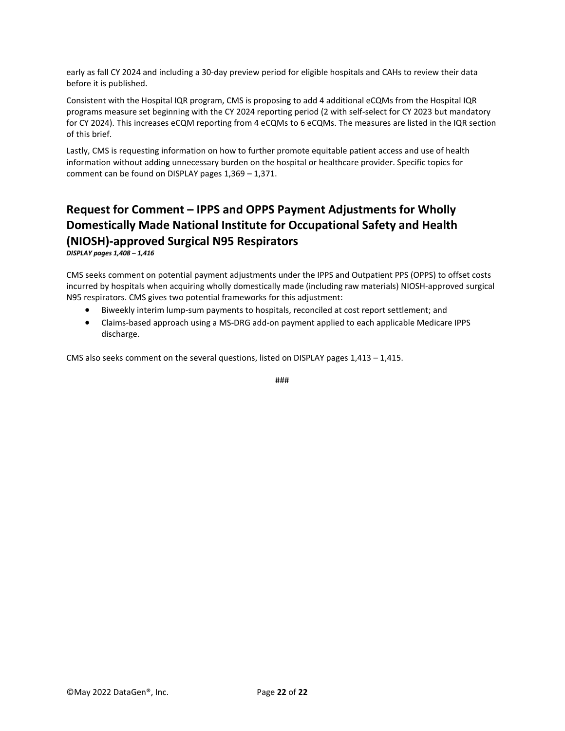early as fall CY 2024 and including a 30-day preview period for eligible hospitals and CAHs to review their data before it is published.

Consistent with the Hospital IQR program, CMS is proposing to add 4 additional eCQMs from the Hospital IQR programs measure set beginning with the CY 2024 reporting period (2 with self-select for CY 2023 but mandatory for CY 2024). This increases eCQM reporting from 4 eCQMs to 6 eCQMs. The measures are listed in the IQR section of this brief.

Lastly, CMS is requesting information on how to further promote equitable patient access and use of health information without adding unnecessary burden on the hospital or healthcare provider. Specific topics for comment can be found on DISPLAY pages 1,369 – 1,371.

## Request for Comment – IPPS and OPPS Payment Adjustments for Wholly Domestically Made National Institute for Occupational Safety and Health (NIOSH)-approved Surgical N95 Respirators

***DISPLAY pages 1,408 – 1,416***

CMS seeks comment on potential payment adjustments under the IPPS and Outpatient PPS (OPPS) to offset costs incurred by hospitals when acquiring wholly domestically made (including raw materials) NIOSH-approved surgical N95 respirators. CMS gives two potential frameworks for this adjustment:

- Biweekly interim lump-sum payments to hospitals, reconciled at cost report settlement; and
- Claims-based approach using a MS-DRG add-on payment applied to each applicable Medicare IPPS discharge.

CMS also seeks comment on the several questions, listed on DISPLAY pages 1,413 – 1,415.

###